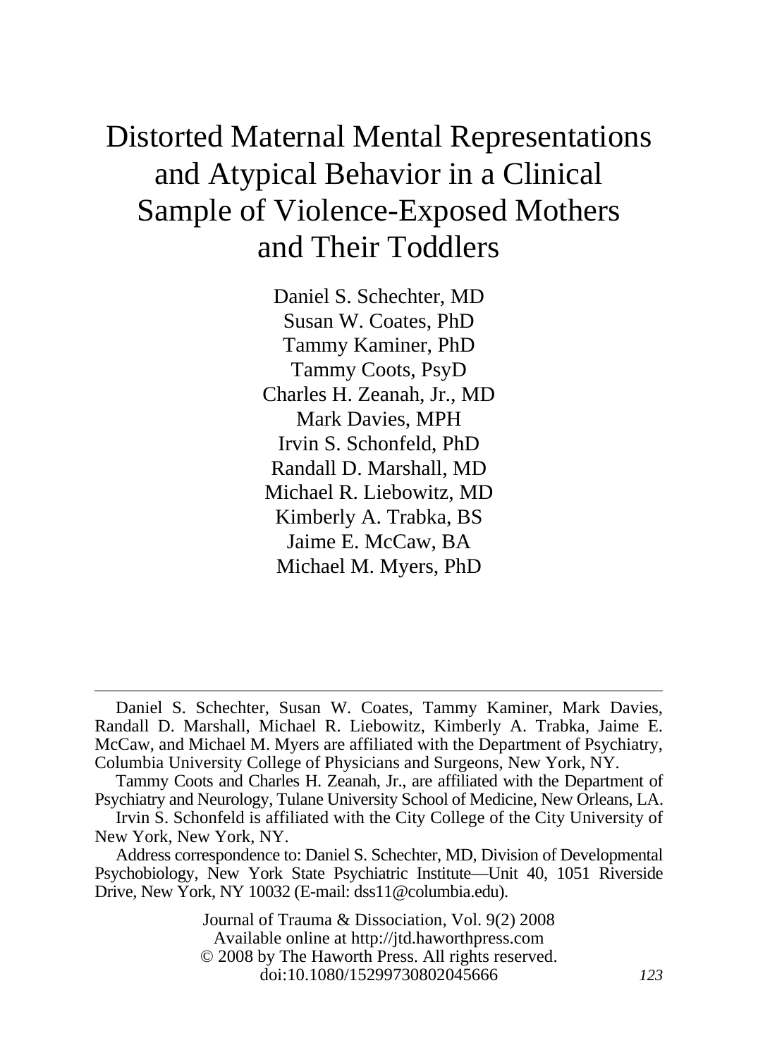# Distorted Maternal Mental Representations and Atypical Behavior in a Clinical Sample of Violence-Exposed Mothers and Their Toddlers

Daniel S. Schechter, MD
Susan W. Coates, PhD
Tammy Kaminer, PhD
Tammy Coots, PsyD
Charles H. Zeanah, Jr., MD
Mark Davies, MPH
Irvin S. Schonfeld, PhD
Randall D. Marshall, MD
Michael R. Liebowitz, MD
Kimberly A. Trabka, BS
Jaime E. McCaw, BA
Michael M. Myers, PhD

---

Daniel S. Schechter, Susan W. Coates, Tammy Kaminer, Mark Davies, Randall D. Marshall, Michael R. Liebowitz, Kimberly A. Trabka, Jaime E. McCaw, and Michael M. Myers are affiliated with the Department of Psychiatry, Columbia University College of Physicians and Surgeons, New York, NY.

Tammy Coots and Charles H. Zeanah, Jr., are affiliated with the Department of Psychiatry and Neurology, Tulane University School of Medicine, New Orleans, LA.

Irvin S. Schonfeld is affiliated with the City College of the City University of New York, New York, NY.

Address correspondence to: Daniel S. Schechter, MD, Division of Developmental Psychobiology, New York State Psychiatric Institute—Unit 40, 1051 Riverside Drive, New York, NY 10032 (E-mail: dss11@columbia.edu).

Journal of Trauma & Dissociation, Vol. 9(2) 2008
Available online at http://jtd.haworthpress.com
© 2008 by The Haworth Press. All rights reserved.
doi:10.1080/15299730802045666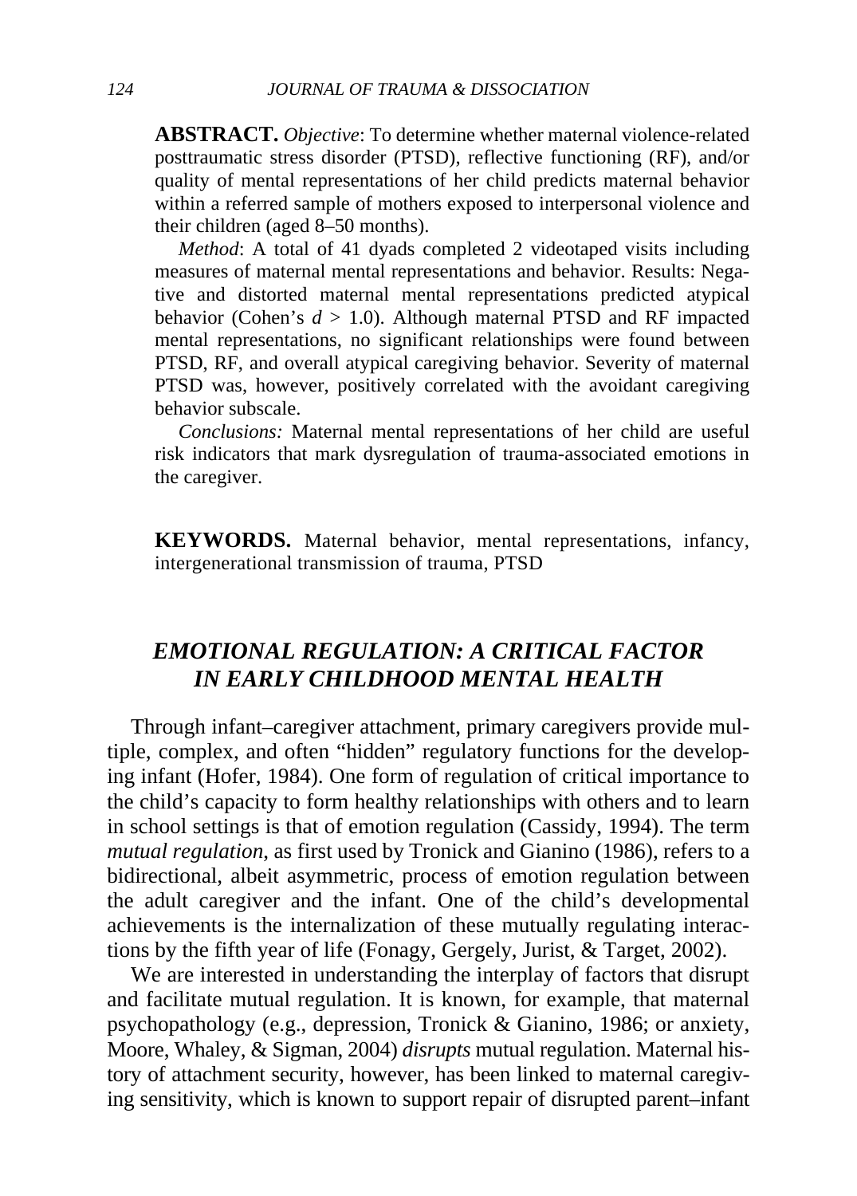**ABSTRACT.** *Objective*: To determine whether maternal violence-related posttraumatic stress disorder (PTSD), reflective functioning (RF), and/or quality of mental representations of her child predicts maternal behavior within a referred sample of mothers exposed to interpersonal violence and their children (aged 8–50 months).

*Method*: A total of 41 dyads completed 2 videotaped visits including measures of maternal mental representations and behavior. Results: Negative and distorted maternal mental representations predicted atypical behavior (Cohen's $d > 1.0$). Although maternal PTSD and RF impacted mental representations, no significant relationships were found between PTSD, RF, and overall atypical caregiving behavior. Severity of maternal PTSD was, however, positively correlated with the avoidant caregiving behavior subscale.

*Conclusions:* Maternal mental representations of her child are useful risk indicators that mark dysregulation of trauma-associated emotions in the caregiver.

**KEYWORDS.** Maternal behavior, mental representations, infancy, intergenerational transmission of trauma, PTSD

## *EMOTIONAL REGULATION: A CRITICAL FACTOR IN EARLY CHILDHOOD MENTAL HEALTH*

Through infant–caregiver attachment, primary caregivers provide multiple, complex, and often "hidden" regulatory functions for the developing infant (Hofer, 1984). One form of regulation of critical importance to the child's capacity to form healthy relationships with others and to learn in school settings is that of emotion regulation (Cassidy, 1994). The term *mutual regulation*, as first used by Tronick and Gianino (1986), refers to a bidirectional, albeit asymmetric, process of emotion regulation between the adult caregiver and the infant. One of the child's developmental achievements is the internalization of these mutually regulating interactions by the fifth year of life (Fonagy, Gergely, Jurist, & Target, 2002).

We are interested in understanding the interplay of factors that disrupt and facilitate mutual regulation. It is known, for example, that maternal psychopathology (e.g., depression, Tronick & Gianino, 1986; or anxiety, Moore, Whaley, & Sigman, 2004) *disrupts* mutual regulation. Maternal history of attachment security, however, has been linked to maternal caregiving sensitivity, which is known to support repair of disrupted parent–infant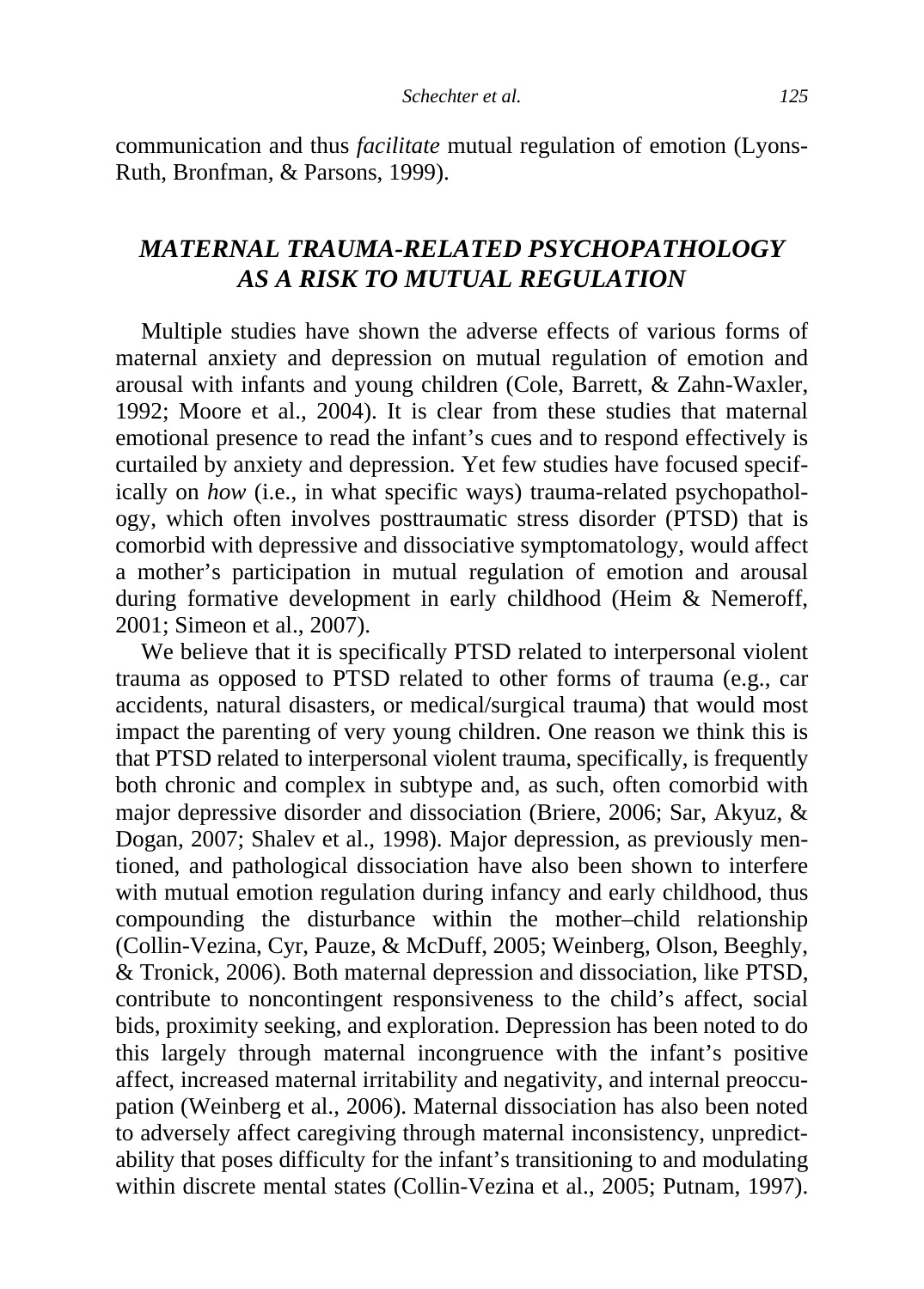communication and thus *facilitate* mutual regulation of emotion (Lyons-Ruth, Bronfman, & Parsons, 1999).

## *MATERNAL TRAUMA-RELATED PSYCHOPATHOLOGY AS A RISK TO MUTUAL REGULATION*

Multiple studies have shown the adverse effects of various forms of maternal anxiety and depression on mutual regulation of emotion and arousal with infants and young children (Cole, Barrett, & Zahn-Waxler, 1992; Moore et al., 2004). It is clear from these studies that maternal emotional presence to read the infant's cues and to respond effectively is curtailed by anxiety and depression. Yet few studies have focused specifically on *how* (i.e., in what specific ways) trauma-related psychopathology, which often involves posttraumatic stress disorder (PTSD) that is comorbid with depressive and dissociative symptomatology, would affect a mother's participation in mutual regulation of emotion and arousal during formative development in early childhood (Heim & Nemeroff, 2001; Simeon et al., 2007).

We believe that it is specifically PTSD related to interpersonal violent trauma as opposed to PTSD related to other forms of trauma (e.g., car accidents, natural disasters, or medical/surgical trauma) that would most impact the parenting of very young children. One reason we think this is that PTSD related to interpersonal violent trauma, specifically, is frequently both chronic and complex in subtype and, as such, often comorbid with major depressive disorder and dissociation (Briere, 2006; Sar, Akyuz, & Dogan, 2007; Shalev et al., 1998). Major depression, as previously mentioned, and pathological dissociation have also been shown to interfere with mutual emotion regulation during infancy and early childhood, thus compounding the disturbance within the mother–child relationship (Collin-Vezina, Cyr, Pauze, & McDuff, 2005; Weinberg, Olson, Beeghly, & Tronick, 2006). Both maternal depression and dissociation, like PTSD, contribute to noncontingent responsiveness to the child's affect, social bids, proximity seeking, and exploration. Depression has been noted to do this largely through maternal incongruence with the infant's positive affect, increased maternal irritability and negativity, and internal preoccupation (Weinberg et al., 2006). Maternal dissociation has also been noted to adversely affect caregiving through maternal inconsistency, unpredictability that poses difficulty for the infant's transitioning to and modulating within discrete mental states (Collin-Vezina et al., 2005; Putnam, 1997).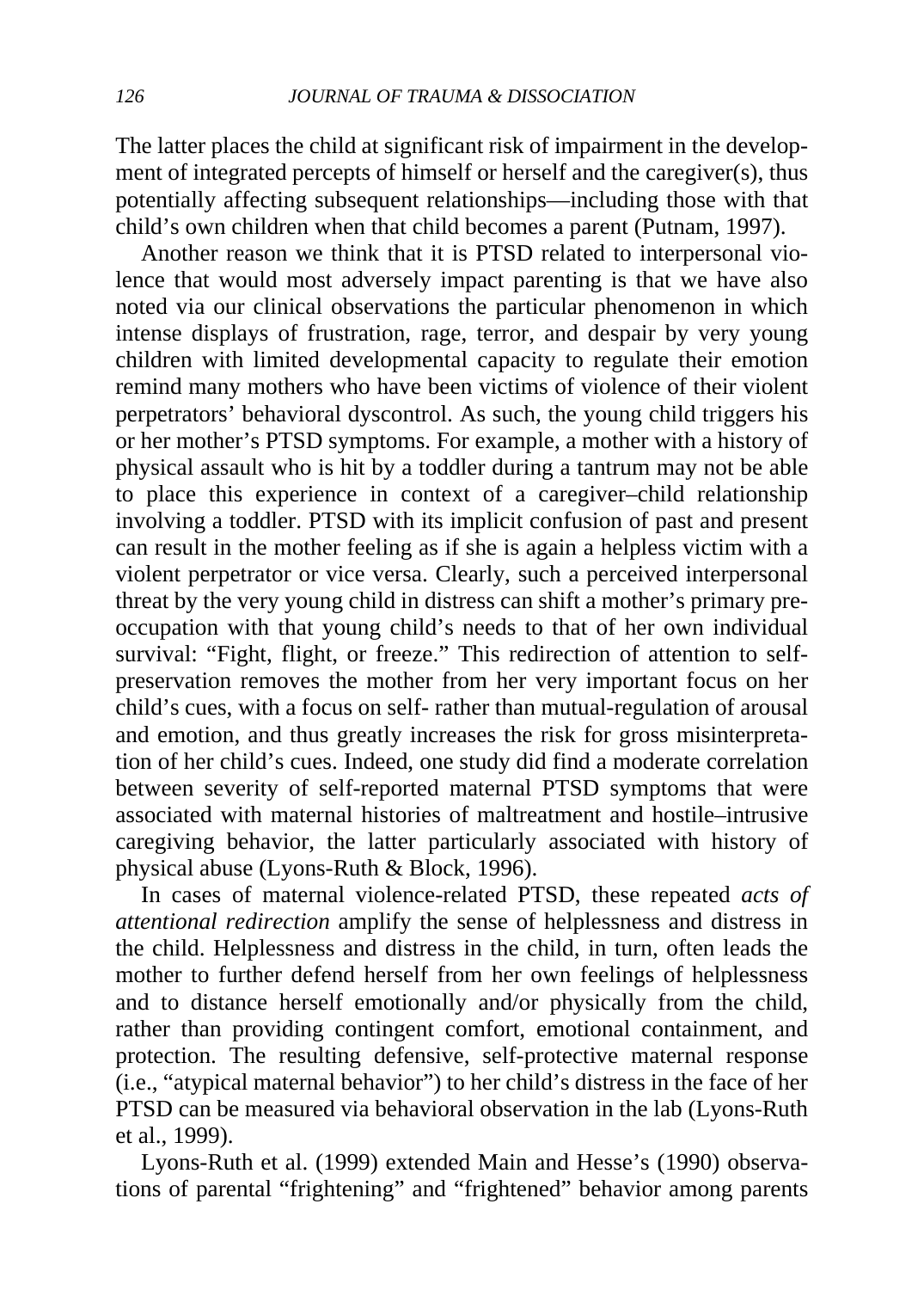The latter places the child at significant risk of impairment in the development of integrated percepts of himself or herself and the caregiver(s), thus potentially affecting subsequent relationships—including those with that child's own children when that child becomes a parent (Putnam, 1997).

Another reason we think that it is PTSD related to interpersonal violence that would most adversely impact parenting is that we have also noted via our clinical observations the particular phenomenon in which intense displays of frustration, rage, terror, and despair by very young children with limited developmental capacity to regulate their emotion remind many mothers who have been victims of violence of their violent perpetrators' behavioral dyscontrol. As such, the young child triggers his or her mother's PTSD symptoms. For example, a mother with a history of physical assault who is hit by a toddler during a tantrum may not be able to place this experience in context of a caregiver–child relationship involving a toddler. PTSD with its implicit confusion of past and present can result in the mother feeling as if she is again a helpless victim with a violent perpetrator or vice versa. Clearly, such a perceived interpersonal threat by the very young child in distress can shift a mother's primary preoccupation with that young child's needs to that of her own individual survival: "Fight, flight, or freeze." This redirection of attention to self-preservation removes the mother from her very important focus on her child's cues, with a focus on self- rather than mutual-regulation of arousal and emotion, and thus greatly increases the risk for gross misinterpretation of her child's cues. Indeed, one study did find a moderate correlation between severity of self-reported maternal PTSD symptoms that were associated with maternal histories of maltreatment and hostile–intrusive caregiving behavior, the latter particularly associated with history of physical abuse (Lyons-Ruth & Block, 1996).

In cases of maternal violence-related PTSD, these repeated *acts of attentional redirection* amplify the sense of helplessness and distress in the child. Helplessness and distress in the child, in turn, often leads the mother to further defend herself from her own feelings of helplessness and to distance herself emotionally and/or physically from the child, rather than providing contingent comfort, emotional containment, and protection. The resulting defensive, self-protective maternal response (i.e., "atypical maternal behavior") to her child's distress in the face of her PTSD can be measured via behavioral observation in the lab (Lyons-Ruth et al., 1999).

Lyons-Ruth et al. (1999) extended Main and Hesse's (1990) observations of parental "frightening" and "frightened" behavior among parents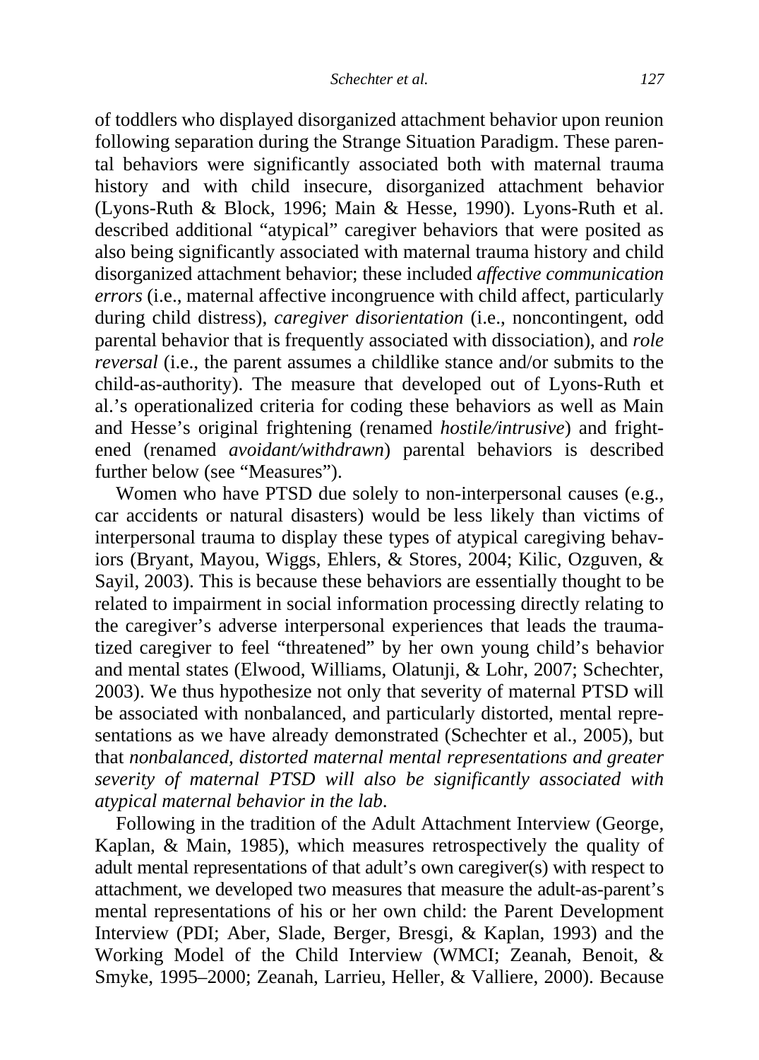of toddlers who displayed disorganized attachment behavior upon reunion following separation during the Strange Situation Paradigm. These parental behaviors were significantly associated both with maternal trauma history and with child insecure, disorganized attachment behavior (Lyons-Ruth & Block, 1996; Main & Hesse, 1990). Lyons-Ruth et al. described additional "atypical" caregiver behaviors that were posited as also being significantly associated with maternal trauma history and child disorganized attachment behavior; these included *affective communication errors* (i.e., maternal affective incongruence with child affect, particularly during child distress), *caregiver disorientation* (i.e., noncontingent, odd parental behavior that is frequently associated with dissociation), and *role reversal* (i.e., the parent assumes a childlike stance and/or submits to the child-as-authority). The measure that developed out of Lyons-Ruth et al.'s operationalized criteria for coding these behaviors as well as Main and Hesse's original frightening (renamed *hostile/intrusive*) and frightened (renamed *avoidant/withdrawn*) parental behaviors is described further below (see "Measures").

Women who have PTSD due solely to non-interpersonal causes (e.g., car accidents or natural disasters) would be less likely than victims of interpersonal trauma to display these types of atypical caregiving behaviors (Bryant, Mayou, Wiggs, Ehlers, & Stores, 2004; Kilic, Ozguven, & Sayil, 2003). This is because these behaviors are essentially thought to be related to impairment in social information processing directly relating to the caregiver's adverse interpersonal experiences that leads the traumatized caregiver to feel "threatened" by her own young child's behavior and mental states (Elwood, Williams, Olatunji, & Lohr, 2007; Schechter, 2003). We thus hypothesize not only that severity of maternal PTSD will be associated with nonbalanced, and particularly distorted, mental representations as we have already demonstrated (Schechter et al., 2005), but that *nonbalanced, distorted maternal mental representations and greater severity of maternal PTSD will also be significantly associated with atypical maternal behavior in the lab*.

Following in the tradition of the Adult Attachment Interview (George, Kaplan, & Main, 1985), which measures retrospectively the quality of adult mental representations of that adult's own caregiver(s) with respect to attachment, we developed two measures that measure the adult-as-parent's mental representations of his or her own child: the Parent Development Interview (PDI; Aber, Slade, Berger, Bresgi, & Kaplan, 1993) and the Working Model of the Child Interview (WMCI; Zeanah, Benoit, & Smyke, 1995–2000; Zeanah, Larrieu, Heller, & Valliere, 2000). Because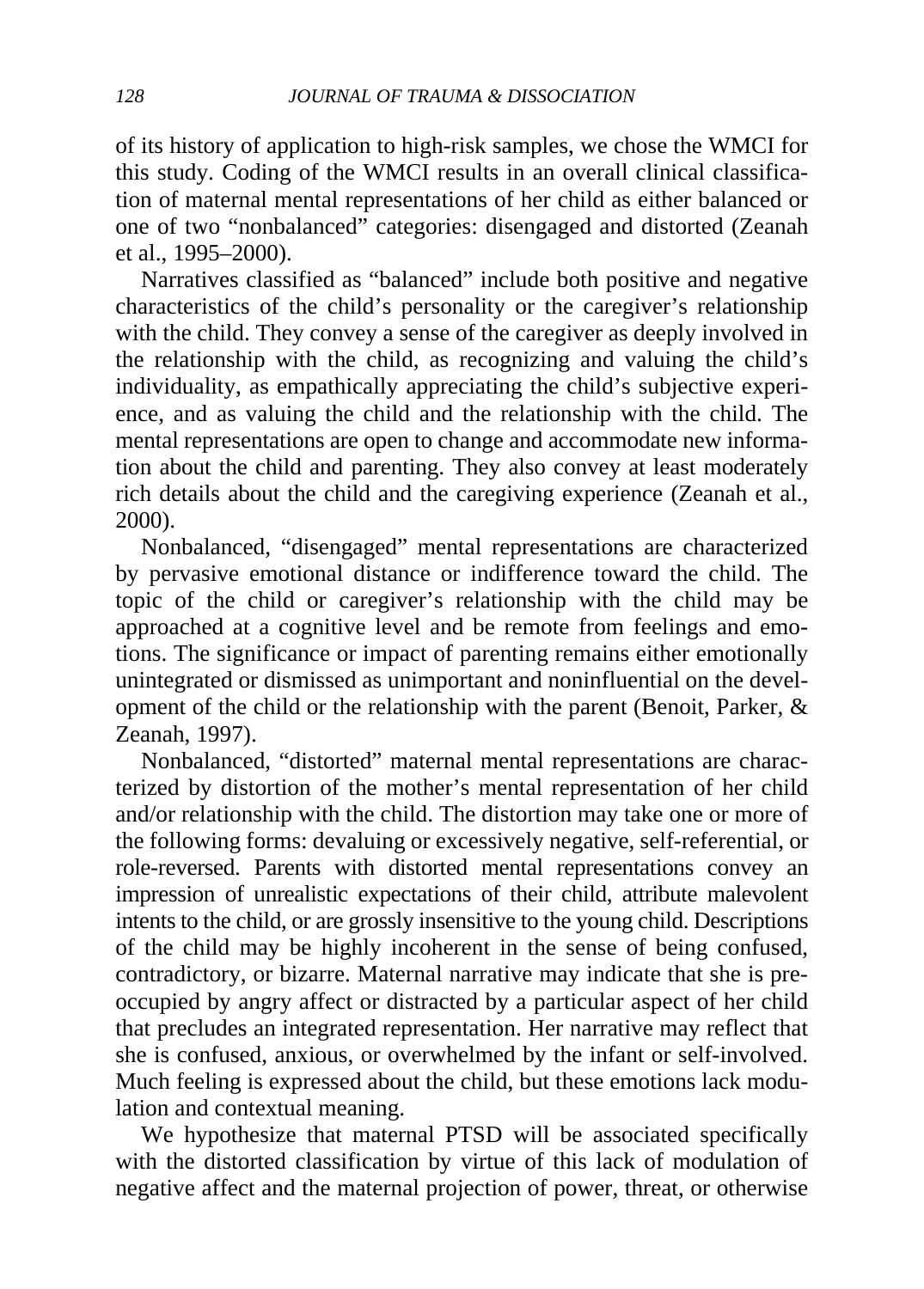of its history of application to high-risk samples, we chose the WMCI for this study. Coding of the WMCI results in an overall clinical classification of maternal mental representations of her child as either balanced or one of two "nonbalanced" categories: disengaged and distorted (Zeanah et al., 1995–2000).

Narratives classified as "balanced" include both positive and negative characteristics of the child's personality or the caregiver's relationship with the child. They convey a sense of the caregiver as deeply involved in the relationship with the child, as recognizing and valuing the child's individuality, as empathically appreciating the child's subjective experience, and as valuing the child and the relationship with the child. The mental representations are open to change and accommodate new information about the child and parenting. They also convey at least moderately rich details about the child and the caregiving experience (Zeanah et al., 2000).

Nonbalanced, "disengaged" mental representations are characterized by pervasive emotional distance or indifference toward the child. The topic of the child or caregiver's relationship with the child may be approached at a cognitive level and be remote from feelings and emotions. The significance or impact of parenting remains either emotionally unintegrated or dismissed as unimportant and noninfluential on the development of the child or the relationship with the parent (Benoit, Parker, & Zeanah, 1997).

Nonbalanced, "distorted" maternal mental representations are characterized by distortion of the mother's mental representation of her child and/or relationship with the child. The distortion may take one or more of the following forms: devaluing or excessively negative, self-referential, or role-reversed. Parents with distorted mental representations convey an impression of unrealistic expectations of their child, attribute malevolent intents to the child, or are grossly insensitive to the young child. Descriptions of the child may be highly incoherent in the sense of being confused, contradictory, or bizarre. Maternal narrative may indicate that she is preoccupied by angry affect or distracted by a particular aspect of her child that precludes an integrated representation. Her narrative may reflect that she is confused, anxious, or overwhelmed by the infant or self-involved. Much feeling is expressed about the child, but these emotions lack modulation and contextual meaning.

We hypothesize that maternal PTSD will be associated specifically with the distorted classification by virtue of this lack of modulation of negative affect and the maternal projection of power, threat, or otherwise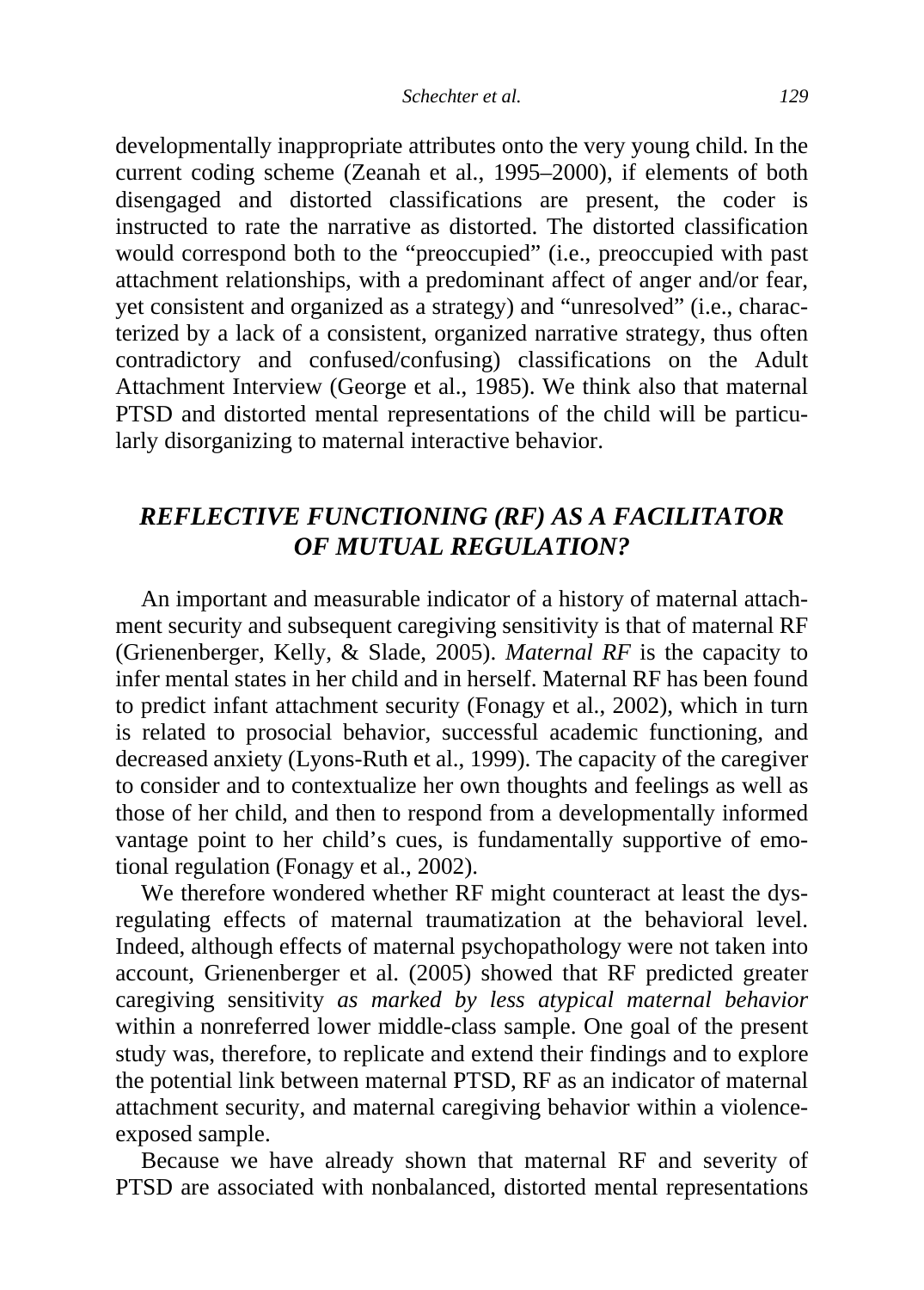developmentally inappropriate attributes onto the very young child. In the current coding scheme (Zeanah et al., 1995–2000), if elements of both disengaged and distorted classifications are present, the coder is instructed to rate the narrative as distorted. The distorted classification would correspond both to the "preoccupied" (i.e., preoccupied with past attachment relationships, with a predominant affect of anger and/or fear, yet consistent and organized as a strategy) and "unresolved" (i.e., characterized by a lack of a consistent, organized narrative strategy, thus often contradictory and confused/confusing) classifications on the Adult Attachment Interview (George et al., 1985). We think also that maternal PTSD and distorted mental representations of the child will be particularly disorganizing to maternal interactive behavior.

## *REFLECTIVE FUNCTIONING (RF) AS A FACILITATOR OF MUTUAL REGULATION?*

An important and measurable indicator of a history of maternal attachment security and subsequent caregiving sensitivity is that of maternal RF (Grienenberger, Kelly, & Slade, 2005). *Maternal RF* is the capacity to infer mental states in her child and in herself. Maternal RF has been found to predict infant attachment security (Fonagy et al., 2002), which in turn is related to prosocial behavior, successful academic functioning, and decreased anxiety (Lyons-Ruth et al., 1999). The capacity of the caregiver to consider and to contextualize her own thoughts and feelings as well as those of her child, and then to respond from a developmentally informed vantage point to her child's cues, is fundamentally supportive of emotional regulation (Fonagy et al., 2002).

We therefore wondered whether RF might counteract at least the dysregulating effects of maternal traumatization at the behavioral level. Indeed, although effects of maternal psychopathology were not taken into account, Grienenberger et al. (2005) showed that RF predicted greater caregiving sensitivity *as marked by less atypical maternal behavior* within a nonreferred lower middle-class sample. One goal of the present study was, therefore, to replicate and extend their findings and to explore the potential link between maternal PTSD, RF as an indicator of maternal attachment security, and maternal caregiving behavior within a violence-exposed sample.

Because we have already shown that maternal RF and severity of PTSD are associated with nonbalanced, distorted mental representations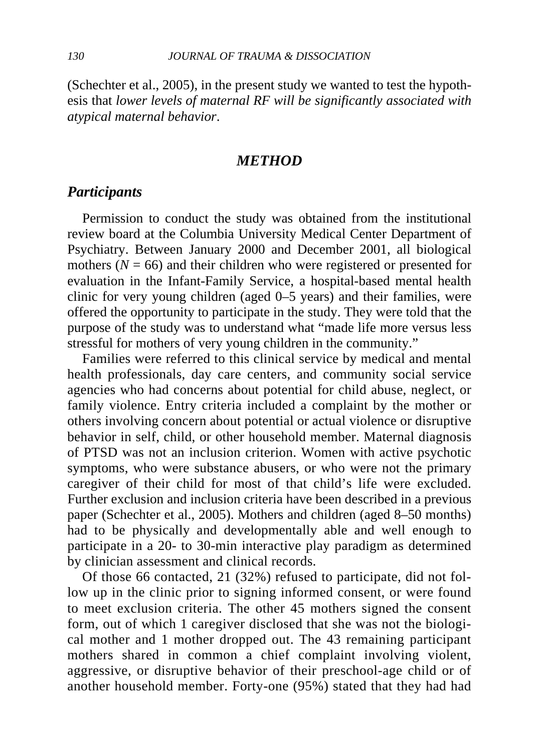(Schechter et al., 2005), in the present study we wanted to test the hypothesis that *lower levels of maternal RF will be significantly associated with atypical maternal behavior*.

## *METHOD*

### *Participants*

Permission to conduct the study was obtained from the institutional review board at the Columbia University Medical Center Department of Psychiatry. Between January 2000 and December 2001, all biological mothers (*N* = 66) and their children who were registered or presented for evaluation in the Infant-Family Service, a hospital-based mental health clinic for very young children (aged 0–5 years) and their families, were offered the opportunity to participate in the study. They were told that the purpose of the study was to understand what "made life more versus less stressful for mothers of very young children in the community."

Families were referred to this clinical service by medical and mental health professionals, day care centers, and community social service agencies who had concerns about potential for child abuse, neglect, or family violence. Entry criteria included a complaint by the mother or others involving concern about potential or actual violence or disruptive behavior in self, child, or other household member. Maternal diagnosis of PTSD was not an inclusion criterion. Women with active psychotic symptoms, who were substance abusers, or who were not the primary caregiver of their child for most of that child's life were excluded. Further exclusion and inclusion criteria have been described in a previous paper (Schechter et al., 2005). Mothers and children (aged 8–50 months) had to be physically and developmentally able and well enough to participate in a 20- to 30-min interactive play paradigm as determined by clinician assessment and clinical records.

Of those 66 contacted, 21 (32%) refused to participate, did not follow up in the clinic prior to signing informed consent, or were found to meet exclusion criteria. The other 45 mothers signed the consent form, out of which 1 caregiver disclosed that she was not the biological mother and 1 mother dropped out. The 43 remaining participant mothers shared in common a chief complaint involving violent, aggressive, or disruptive behavior of their preschool-age child or of another household member. Forty-one (95%) stated that they had had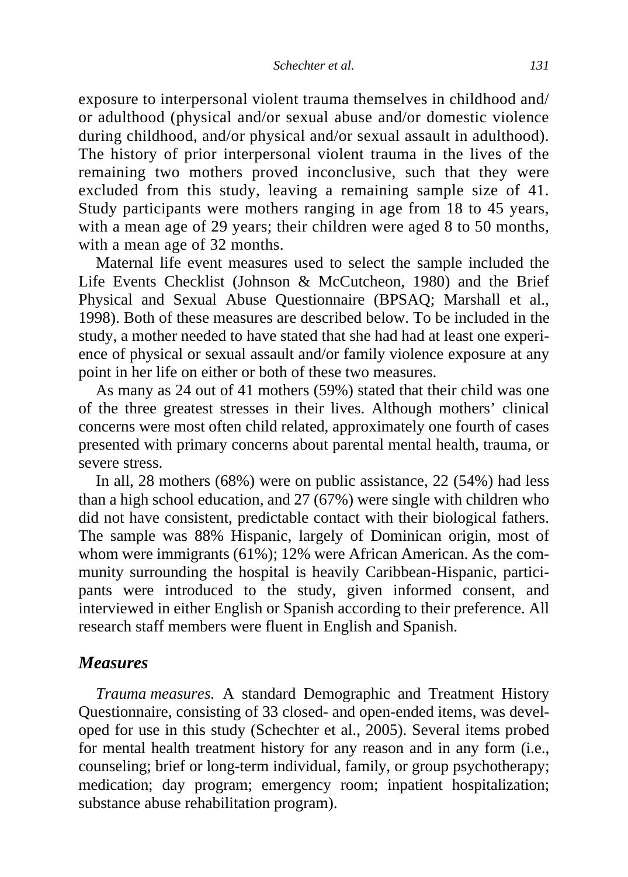exposure to interpersonal violent trauma themselves in childhood and/ or adulthood (physical and/or sexual abuse and/or domestic violence during childhood, and/or physical and/or sexual assault in adulthood). The history of prior interpersonal violent trauma in the lives of the remaining two mothers proved inconclusive, such that they were excluded from this study, leaving a remaining sample size of 41. Study participants were mothers ranging in age from 18 to 45 years, with a mean age of 29 years; their children were aged 8 to 50 months, with a mean age of 32 months.

Maternal life event measures used to select the sample included the Life Events Checklist (Johnson & McCutcheon, 1980) and the Brief Physical and Sexual Abuse Questionnaire (BPSAQ; Marshall et al., 1998). Both of these measures are described below. To be included in the study, a mother needed to have stated that she had had at least one experience of physical or sexual assault and/or family violence exposure at any point in her life on either or both of these two measures.

As many as 24 out of 41 mothers (59%) stated that their child was one of the three greatest stresses in their lives. Although mothers' clinical concerns were most often child related, approximately one fourth of cases presented with primary concerns about parental mental health, trauma, or severe stress.

In all, 28 mothers (68%) were on public assistance, 22 (54%) had less than a high school education, and 27 (67%) were single with children who did not have consistent, predictable contact with their biological fathers. The sample was 88% Hispanic, largely of Dominican origin, most of whom were immigrants (61%); 12% were African American. As the community surrounding the hospital is heavily Caribbean-Hispanic, participants were introduced to the study, given informed consent, and interviewed in either English or Spanish according to their preference. All research staff members were fluent in English and Spanish.

## *Measures*

*Trauma measures.* A standard Demographic and Treatment History Questionnaire, consisting of 33 closed- and open-ended items, was developed for use in this study (Schechter et al., 2005). Several items probed for mental health treatment history for any reason and in any form (i.e., counseling; brief or long-term individual, family, or group psychotherapy; medication; day program; emergency room; inpatient hospitalization; substance abuse rehabilitation program).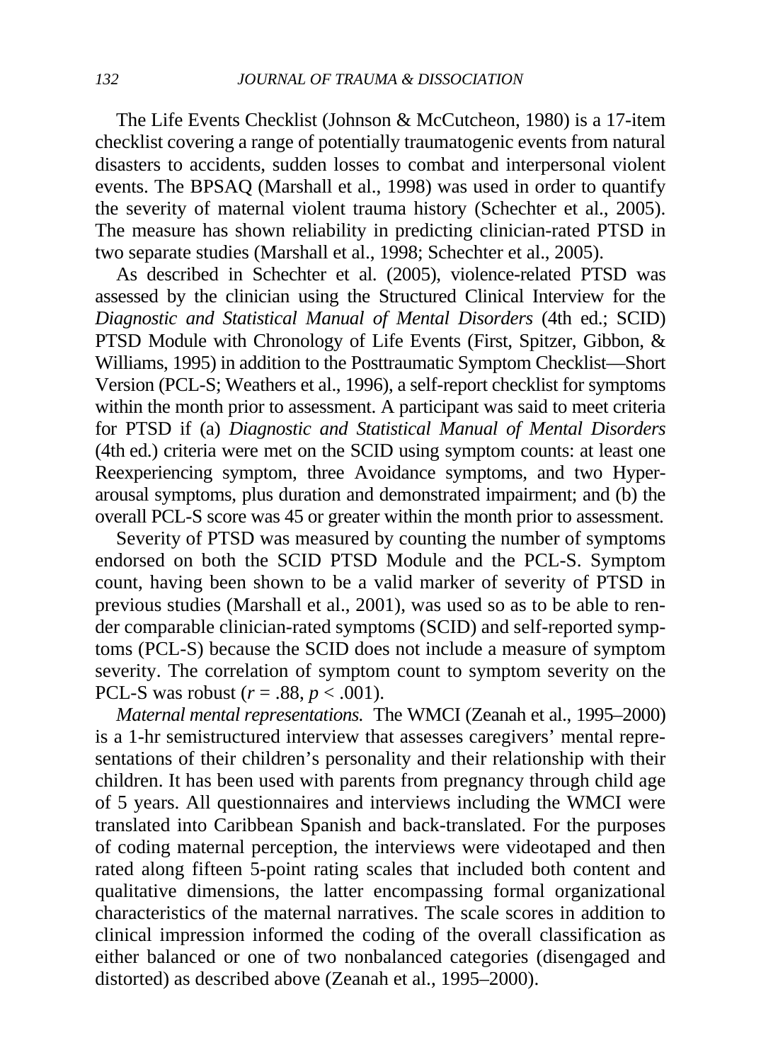The Life Events Checklist (Johnson & McCutcheon, 1980) is a 17-item checklist covering a range of potentially traumatogenic events from natural disasters to accidents, sudden losses to combat and interpersonal violent events. The BPSAQ (Marshall et al., 1998) was used in order to quantify the severity of maternal violent trauma history (Schechter et al., 2005). The measure has shown reliability in predicting clinician-rated PTSD in two separate studies (Marshall et al., 1998; Schechter et al., 2005).

As described in Schechter et al. (2005), violence-related PTSD was assessed by the clinician using the Structured Clinical Interview for the *Diagnostic and Statistical Manual of Mental Disorders* (4th ed.; SCID) PTSD Module with Chronology of Life Events (First, Spitzer, Gibbon, & Williams, 1995) in addition to the Posttraumatic Symptom Checklist—Short Version (PCL-S; Weathers et al., 1996), a self-report checklist for symptoms within the month prior to assessment. A participant was said to meet criteria for PTSD if (a) *Diagnostic and Statistical Manual of Mental Disorders* (4th ed.) criteria were met on the SCID using symptom counts: at least one Reexperiencing symptom, three Avoidance symptoms, and two Hyperarousal symptoms, plus duration and demonstrated impairment; and (b) the overall PCL-S score was 45 or greater within the month prior to assessment.

Severity of PTSD was measured by counting the number of symptoms endorsed on both the SCID PTSD Module and the PCL-S. Symptom count, having been shown to be a valid marker of severity of PTSD in previous studies (Marshall et al., 2001), was used so as to be able to render comparable clinician-rated symptoms (SCID) and self-reported symptoms (PCL-S) because the SCID does not include a measure of symptom severity. The correlation of symptom count to symptom severity on the PCL-S was robust ($r = .88$, $p < .001$).

*Maternal mental representations.* The WMCI (Zeanah et al., 1995–2000) is a 1-hr semistructured interview that assesses caregivers' mental representations of their children's personality and their relationship with their children. It has been used with parents from pregnancy through child age of 5 years. All questionnaires and interviews including the WMCI were translated into Caribbean Spanish and back-translated. For the purposes of coding maternal perception, the interviews were videotaped and then rated along fifteen 5-point rating scales that included both content and qualitative dimensions, the latter encompassing formal organizational characteristics of the maternal narratives. The scale scores in addition to clinical impression informed the coding of the overall classification as either balanced or one of two nonbalanced categories (disengaged and distorted) as described above (Zeanah et al., 1995–2000).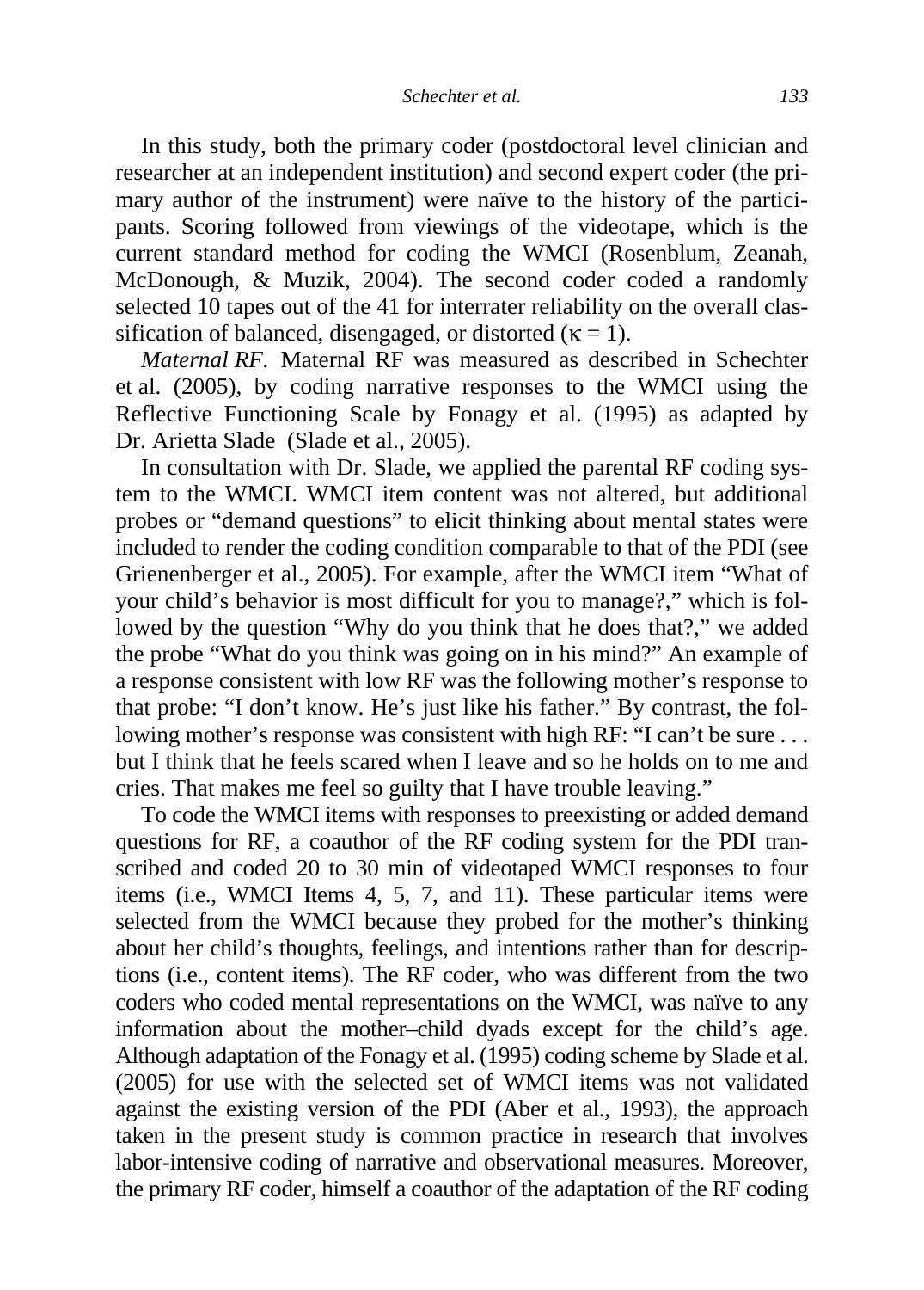In this study, both the primary coder (postdoctoral level clinician and researcher at an independent institution) and second expert coder (the primary author of the instrument) were naïve to the history of the participants. Scoring followed from viewings of the videotape, which is the current standard method for coding the WMCI (Rosenblum, Zeanah, McDonough, & Muzik, 2004). The second coder coded a randomly selected 10 tapes out of the 41 for interrater reliability on the overall classification of balanced, disengaged, or distorted ($\kappa = 1$).

*Maternal RF.* Maternal RF was measured as described in Schechter et al. (2005), by coding narrative responses to the WMCI using the Reflective Functioning Scale by Fonagy et al. (1995) as adapted by Dr. Arietta Slade (Slade et al., 2005).

In consultation with Dr. Slade, we applied the parental RF coding system to the WMCI. WMCI item content was not altered, but additional probes or "demand questions" to elicit thinking about mental states were included to render the coding condition comparable to that of the PDI (see Grienenberger et al., 2005). For example, after the WMCI item "What of your child's behavior is most difficult for you to manage?," which is followed by the question "Why do you think that he does that?," we added the probe "What do you think was going on in his mind?" An example of a response consistent with low RF was the following mother's response to that probe: "I don't know. He's just like his father." By contrast, the following mother's response was consistent with high RF: "I can't be sure . . . but I think that he feels scared when I leave and so he holds on to me and cries. That makes me feel so guilty that I have trouble leaving."

To code the WMCI items with responses to preexisting or added demand questions for RF, a coauthor of the RF coding system for the PDI transcribed and coded 20 to 30 min of videotaped WMCI responses to four items (i.e., WMCI Items 4, 5, 7, and 11). These particular items were selected from the WMCI because they probed for the mother's thinking about her child's thoughts, feelings, and intentions rather than for descriptions (i.e., content items). The RF coder, who was different from the two coders who coded mental representations on the WMCI, was naïve to any information about the mother–child dyads except for the child's age. Although adaptation of the Fonagy et al. (1995) coding scheme by Slade et al. (2005) for use with the selected set of WMCI items was not validated against the existing version of the PDI (Aber et al., 1993), the approach taken in the present study is common practice in research that involves labor-intensive coding of narrative and observational measures. Moreover, the primary RF coder, himself a coauthor of the adaptation of the RF coding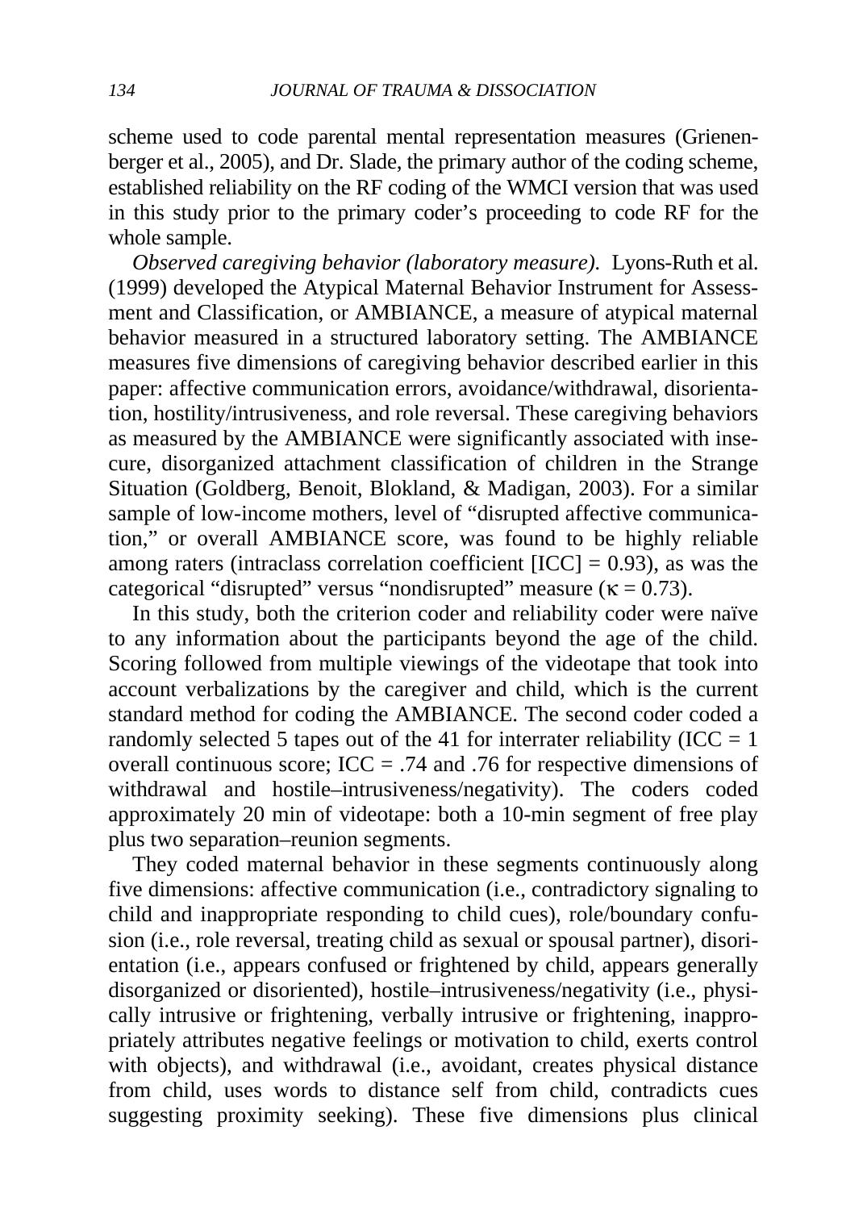scheme used to code parental mental representation measures (Grienenberger et al., 2005), and Dr. Slade, the primary author of the coding scheme, established reliability on the RF coding of the WMCI version that was used in this study prior to the primary coder's proceeding to code RF for the whole sample.

*Observed caregiving behavior (laboratory measure).* Lyons-Ruth et al. (1999) developed the Atypical Maternal Behavior Instrument for Assessment and Classification, or AMBIANCE, a measure of atypical maternal behavior measured in a structured laboratory setting. The AMBIANCE measures five dimensions of caregiving behavior described earlier in this paper: affective communication errors, avoidance/withdrawal, disorientation, hostility/intrusiveness, and role reversal. These caregiving behaviors as measured by the AMBIANCE were significantly associated with insecure, disorganized attachment classification of children in the Strange Situation (Goldberg, Benoit, Blokland, & Madigan, 2003). For a similar sample of low-income mothers, level of "disrupted affective communication," or overall AMBIANCE score, was found to be highly reliable among raters (intraclass correlation coefficient [ICC] = 0.93), as was the categorical "disrupted" versus "nondisrupted" measure ($\kappa = 0.73$).

In this study, both the criterion coder and reliability coder were naïve to any information about the participants beyond the age of the child. Scoring followed from multiple viewings of the videotape that took into account verbalizations by the caregiver and child, which is the current standard method for coding the AMBIANCE. The second coder coded a randomly selected 5 tapes out of the 41 for interrater reliability (ICC = 1 overall continuous score; ICC = .74 and .76 for respective dimensions of withdrawal and hostile–intrusiveness/negativity). The coders coded approximately 20 min of videotape: both a 10-min segment of free play plus two separation–reunion segments.

They coded maternal behavior in these segments continuously along five dimensions: affective communication (i.e., contradictory signaling to child and inappropriate responding to child cues), role/boundary confusion (i.e., role reversal, treating child as sexual or spousal partner), disorientation (i.e., appears confused or frightened by child, appears generally disorganized or disoriented), hostile–intrusiveness/negativity (i.e., physically intrusive or frightening, verbally intrusive or frightening, inappropriately attributes negative feelings or motivation to child, exerts control with objects), and withdrawal (i.e., avoidant, creates physical distance from child, uses words to distance self from child, contradicts cues suggesting proximity seeking). These five dimensions plus clinical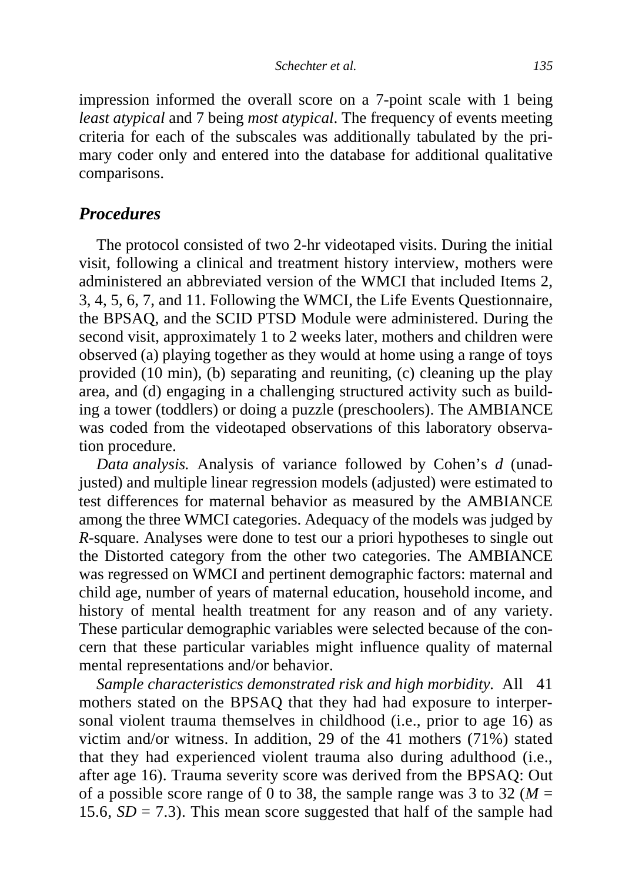impression informed the overall score on a 7-point scale with 1 being *least atypical* and 7 being *most atypical*. The frequency of events meeting criteria for each of the subscales was additionally tabulated by the primary coder only and entered into the database for additional qualitative comparisons.

## *Procedures*

The protocol consisted of two 2-hr videotaped visits. During the initial visit, following a clinical and treatment history interview, mothers were administered an abbreviated version of the WMCI that included Items 2, 3, 4, 5, 6, 7, and 11. Following the WMCI, the Life Events Questionnaire, the BPSAQ, and the SCID PTSD Module were administered. During the second visit, approximately 1 to 2 weeks later, mothers and children were observed (a) playing together as they would at home using a range of toys provided (10 min), (b) separating and reuniting, (c) cleaning up the play area, and (d) engaging in a challenging structured activity such as building a tower (toddlers) or doing a puzzle (preschoolers). The AMBIANCE was coded from the videotaped observations of this laboratory observation procedure.

*Data analysis.* Analysis of variance followed by Cohen's *d* (unadjusted) and multiple linear regression models (adjusted) were estimated to test differences for maternal behavior as measured by the AMBIANCE among the three WMCI categories. Adequacy of the models was judged by *R*-square. Analyses were done to test our a priori hypotheses to single out the Distorted category from the other two categories. The AMBIANCE was regressed on WMCI and pertinent demographic factors: maternal and child age, number of years of maternal education, household income, and history of mental health treatment for any reason and of any variety. These particular demographic variables were selected because of the concern that these particular variables might influence quality of maternal mental representations and/or behavior.

*Sample characteristics demonstrated risk and high morbidity.* All 41 mothers stated on the BPSAQ that they had had exposure to interpersonal violent trauma themselves in childhood (i.e., prior to age 16) as victim and/or witness. In addition, 29 of the 41 mothers (71%) stated that they had experienced violent trauma also during adulthood (i.e., after age 16). Trauma severity score was derived from the BPSAQ: Out of a possible score range of 0 to 38, the sample range was 3 to 32 ($M$ = 15.6, $SD$ = 7.3). This mean score suggested that half of the sample had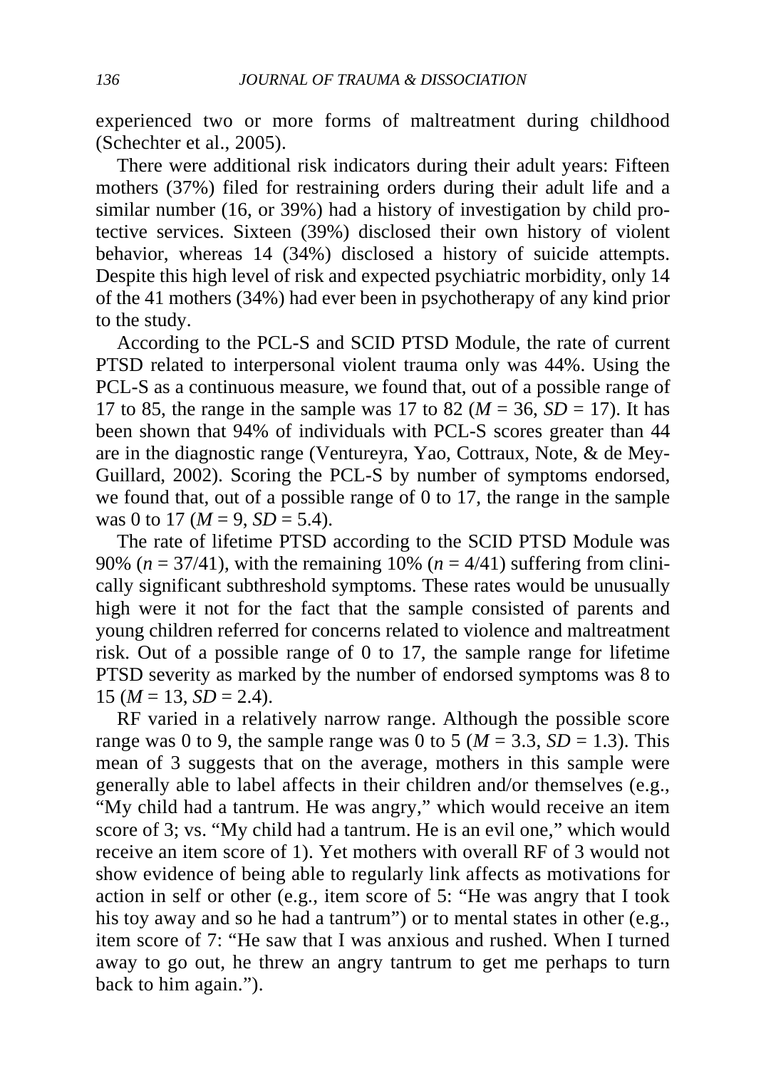experienced two or more forms of maltreatment during childhood (Schechter et al., 2005).

There were additional risk indicators during their adult years: Fifteen mothers (37%) filed for restraining orders during their adult life and a similar number (16, or 39%) had a history of investigation by child protective services. Sixteen (39%) disclosed their own history of violent behavior, whereas 14 (34%) disclosed a history of suicide attempts. Despite this high level of risk and expected psychiatric morbidity, only 14 of the 41 mothers (34%) had ever been in psychotherapy of any kind prior to the study.

According to the PCL-S and SCID PTSD Module, the rate of current PTSD related to interpersonal violent trauma only was 44%. Using the PCL-S as a continuous measure, we found that, out of a possible range of 17 to 85, the range in the sample was 17 to 82 ($M = 36$, $SD = 17$). It has been shown that 94% of individuals with PCL-S scores greater than 44 are in the diagnostic range (Ventureyra, Yao, Cottraux, Note, & de Mey-Guillard, 2002). Scoring the PCL-S by number of symptoms endorsed, we found that, out of a possible range of 0 to 17, the range in the sample was 0 to 17 ($M = 9$, $SD = 5.4$).

The rate of lifetime PTSD according to the SCID PTSD Module was 90% ($n = 37/41$), with the remaining 10% ($n = 4/41$) suffering from clinically significant subthreshold symptoms. These rates would be unusually high were it not for the fact that the sample consisted of parents and young children referred for concerns related to violence and maltreatment risk. Out of a possible range of 0 to 17, the sample range for lifetime PTSD severity as marked by the number of endorsed symptoms was 8 to 15 ($M = 13$, $SD = 2.4$).

RF varied in a relatively narrow range. Although the possible score range was 0 to 9, the sample range was 0 to 5 ($M = 3.3$, $SD = 1.3$). This mean of 3 suggests that on the average, mothers in this sample were generally able to label affects in their children and/or themselves (e.g., "My child had a tantrum. He was angry," which would receive an item score of 3; vs. "My child had a tantrum. He is an evil one," which would receive an item score of 1). Yet mothers with overall RF of 3 would not show evidence of being able to regularly link affects as motivations for action in self or other (e.g., item score of 5: "He was angry that I took his toy away and so he had a tantrum") or to mental states in other (e.g., item score of 7: "He saw that I was anxious and rushed. When I turned away to go out, he threw an angry tantrum to get me perhaps to turn back to him again.").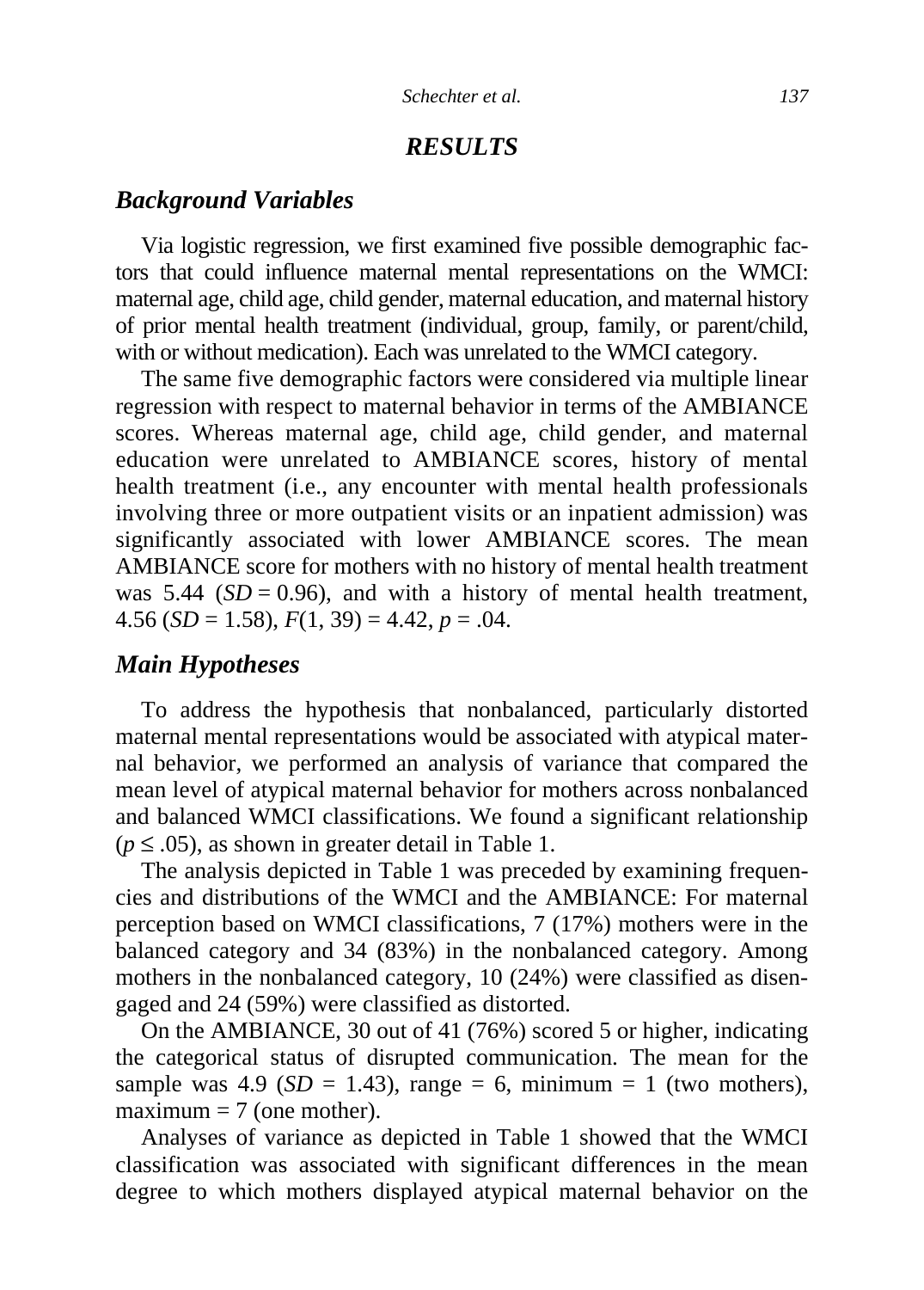## RESULTS

### Background Variables

Via logistic regression, we first examined five possible demographic factors that could influence maternal mental representations on the WMCI: maternal age, child age, child gender, maternal education, and maternal history of prior mental health treatment (individual, group, family, or parent/child, with or without medication). Each was unrelated to the WMCI category.

The same five demographic factors were considered via multiple linear regression with respect to maternal behavior in terms of the AMBIANCE scores. Whereas maternal age, child age, child gender, and maternal education were unrelated to AMBIANCE scores, history of mental health treatment (i.e., any encounter with mental health professionals involving three or more outpatient visits or an inpatient admission) was significantly associated with lower AMBIANCE scores. The mean AMBIANCE score for mothers with no history of mental health treatment was 5.44 ($SD = 0.96$), and with a history of mental health treatment, 4.56 ($SD = 1.58$), $F(1, 39) = 4.42$, $p = .04$.

### Main Hypotheses

To address the hypothesis that nonbalanced, particularly distorted maternal mental representations would be associated with atypical maternal behavior, we performed an analysis of variance that compared the mean level of atypical maternal behavior for mothers across nonbalanced and balanced WMCI classifications. We found a significant relationship ($p \leq .05$), as shown in greater detail in Table 1.

The analysis depicted in Table 1 was preceded by examining frequencies and distributions of the WMCI and the AMBIANCE: For maternal perception based on WMCI classifications, 7 (17%) mothers were in the balanced category and 34 (83%) in the nonbalanced category. Among mothers in the nonbalanced category, 10 (24%) were classified as disengaged and 24 (59%) were classified as distorted.

On the AMBIANCE, 30 out of 41 (76%) scored 5 or higher, indicating the categorical status of disrupted communication. The mean for the sample was 4.9 ($SD = 1.43$), range = 6, minimum = 1 (two mothers), maximum = 7 (one mother).

Analyses of variance as depicted in Table 1 showed that the WMCI classification was associated with significant differences in the mean degree to which mothers displayed atypical maternal behavior on the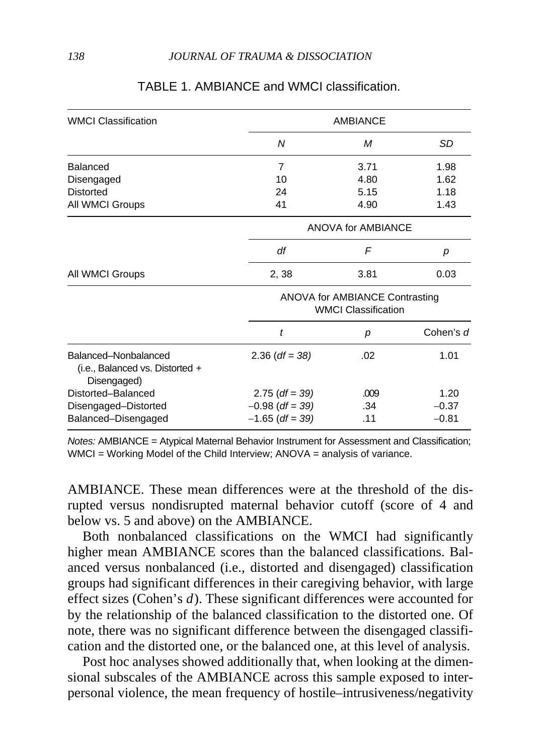TABLE 1. AMBIANCE and WMCI classification.

| WMCI Classification | AMBIANCE | | |
|---|---|---|---|
| | *N* | *M* | *SD* |
| Balanced | 7 | 3.71 | 1.98 |
| Disengaged | 10 | 4.80 | 1.62 |
| Distorted | 24 | 5.15 | 1.18 |
| All WMCI Groups | 41 | 4.90 | 1.43 |
| | ANOVA for AMBIANCE | | |
| | *df* | *F* | *p* |
| All WMCI Groups | 2, 38 | 3.81 | 0.03 |
| | ANOVA for AMBIANCE Contrasting WMCI Classification | | |
| | *t* | *p* | Cohen's *d* |
| Balanced–Nonbalanced (i.e., Balanced vs. Distorted + Disengaged) | 2.36 (*df* = 38) | .02 | 1.01 |
| Distorted–Balanced | 2.75 (*df* = 39) | .009 | 1.20 |
| Disengaged–Distorted | −0.98 (*df* = 39) | .34 | −0.37 |
| Balanced–Disengaged | −1.65 (*df* = 39) | .11 | −0.81 |

*Notes:* AMBIANCE = Atypical Maternal Behavior Instrument for Assessment and Classification; WMCI = Working Model of the Child Interview; ANOVA = analysis of variance.

AMBIANCE. These mean differences were at the threshold of the disrupted versus nondisrupted maternal behavior cutoff (score of 4 and below vs. 5 and above) on the AMBIANCE.

Both nonbalanced classifications on the WMCI had significantly higher mean AMBIANCE scores than the balanced classifications. Balanced versus nonbalanced (i.e., distorted and disengaged) classification groups had significant differences in their caregiving behavior, with large effect sizes (Cohen's *d*). These significant differences were accounted for by the relationship of the balanced classification to the distorted one. Of note, there was no significant difference between the disengaged classification and the distorted one, or the balanced one, at this level of analysis.

Post hoc analyses showed additionally that, when looking at the dimensional subscales of the AMBIANCE across this sample exposed to interpersonal violence, the mean frequency of hostile–intrusiveness/negativity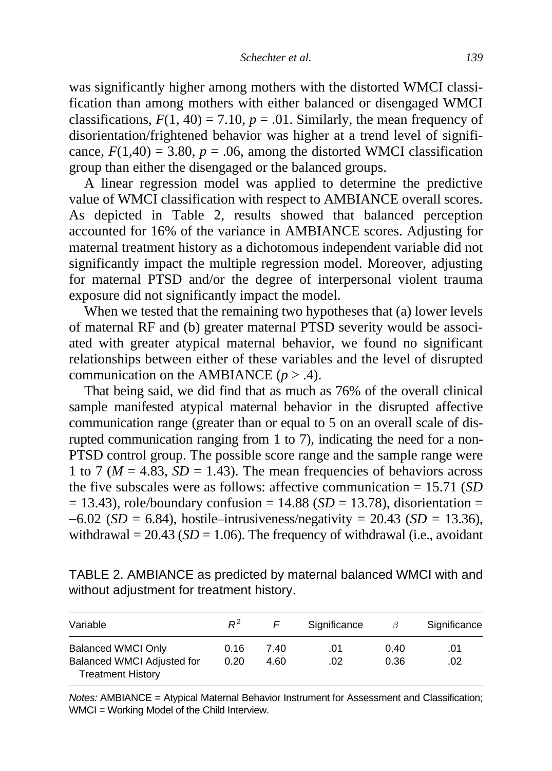was significantly higher among mothers with the distorted WMCI classification than among mothers with either balanced or disengaged WMCI classifications, $F(1, 40) = 7.10$, $p = .01$. Similarly, the mean frequency of disorientation/frightened behavior was higher at a trend level of significance, $F(1,40) = 3.80$, $p = .06$, among the distorted WMCI classification group than either the disengaged or the balanced groups.

A linear regression model was applied to determine the predictive value of WMCI classification with respect to AMBIANCE overall scores. As depicted in Table 2, results showed that balanced perception accounted for 16% of the variance in AMBIANCE scores. Adjusting for maternal treatment history as a dichotomous independent variable did not significantly impact the multiple regression model. Moreover, adjusting for maternal PTSD and/or the degree of interpersonal violent trauma exposure did not significantly impact the model.

When we tested that the remaining two hypotheses that (a) lower levels of maternal RF and (b) greater maternal PTSD severity would be associated with greater atypical maternal behavior, we found no significant relationships between either of these variables and the level of disrupted communication on the AMBIANCE ($p > .4$).

That being said, we did find that as much as 76% of the overall clinical sample manifested atypical maternal behavior in the disrupted affective communication range (greater than or equal to 5 on an overall scale of disrupted communication ranging from 1 to 7), indicating the need for a non-PTSD control group. The possible score range and the sample range were 1 to 7 ($M = 4.83$, $SD = 1.43$). The mean frequencies of behaviors across the five subscales were as follows: affective communication = 15.71 ($SD = 13.43$), role/boundary confusion = 14.88 ($SD = 13.78$), disorientation = –6.02 ($SD = 6.84$), hostile–intrusiveness/negativity = 20.43 ($SD = 13.36$), withdrawal = 20.43 ($SD = 1.06$). The frequency of withdrawal (i.e., avoidant

TABLE 2. AMBIANCE as predicted by maternal balanced WMCI with and without adjustment for treatment history.

| Variable | $R^2$ | $F$ | Significance | $\beta$ | Significance |
|---|---|---|---|---|---|
| Balanced WMCI Only | 0.16 | 7.40 | .01 | 0.40 | .01 |
| Balanced WMCI Adjusted for Treatment History | 0.20 | 4.60 | .02 | 0.36 | .02 |

*Notes:* AMBIANCE = Atypical Maternal Behavior Instrument for Assessment and Classification; WMCI = Working Model of the Child Interview.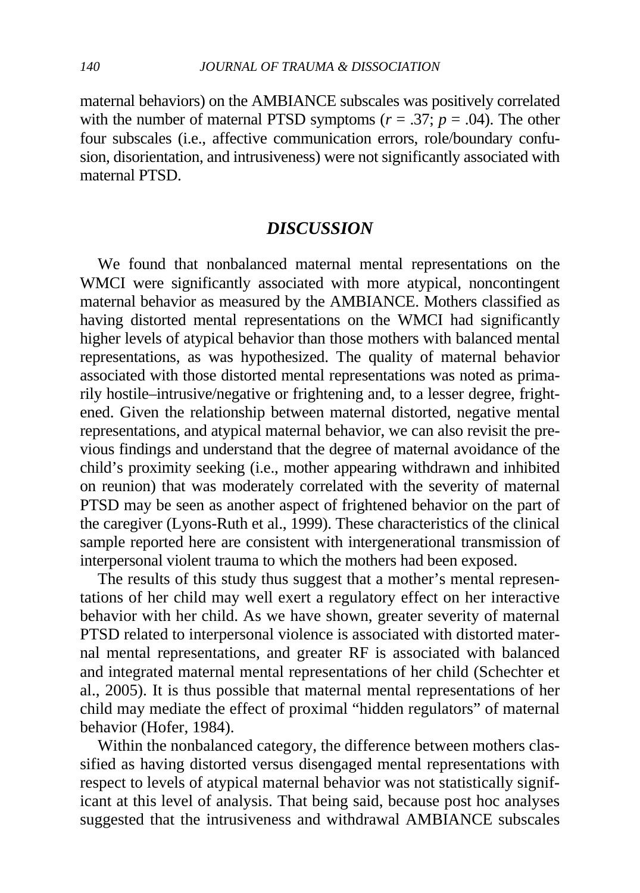maternal behaviors) on the AMBIANCE subscales was positively correlated with the number of maternal PTSD symptoms ($r = .37$; $p = .04$). The other four subscales (i.e., affective communication errors, role/boundary confusion, disorientation, and intrusiveness) were not significantly associated with maternal PTSD.

## DISCUSSION

We found that nonbalanced maternal mental representations on the WMCI were significantly associated with more atypical, noncontingent maternal behavior as measured by the AMBIANCE. Mothers classified as having distorted mental representations on the WMCI had significantly higher levels of atypical behavior than those mothers with balanced mental representations, as was hypothesized. The quality of maternal behavior associated with those distorted mental representations was noted as primarily hostile–intrusive/negative or frightening and, to a lesser degree, frightened. Given the relationship between maternal distorted, negative mental representations, and atypical maternal behavior, we can also revisit the previous findings and understand that the degree of maternal avoidance of the child's proximity seeking (i.e., mother appearing withdrawn and inhibited on reunion) that was moderately correlated with the severity of maternal PTSD may be seen as another aspect of frightened behavior on the part of the caregiver (Lyons-Ruth et al., 1999). These characteristics of the clinical sample reported here are consistent with intergenerational transmission of interpersonal violent trauma to which the mothers had been exposed.

The results of this study thus suggest that a mother's mental representations of her child may well exert a regulatory effect on her interactive behavior with her child. As we have shown, greater severity of maternal PTSD related to interpersonal violence is associated with distorted maternal mental representations, and greater RF is associated with balanced and integrated maternal mental representations of her child (Schechter et al., 2005). It is thus possible that maternal mental representations of her child may mediate the effect of proximal "hidden regulators" of maternal behavior (Hofer, 1984).

Within the nonbalanced category, the difference between mothers classified as having distorted versus disengaged mental representations with respect to levels of atypical maternal behavior was not statistically significant at this level of analysis. That being said, because post hoc analyses suggested that the intrusiveness and withdrawal AMBIANCE subscales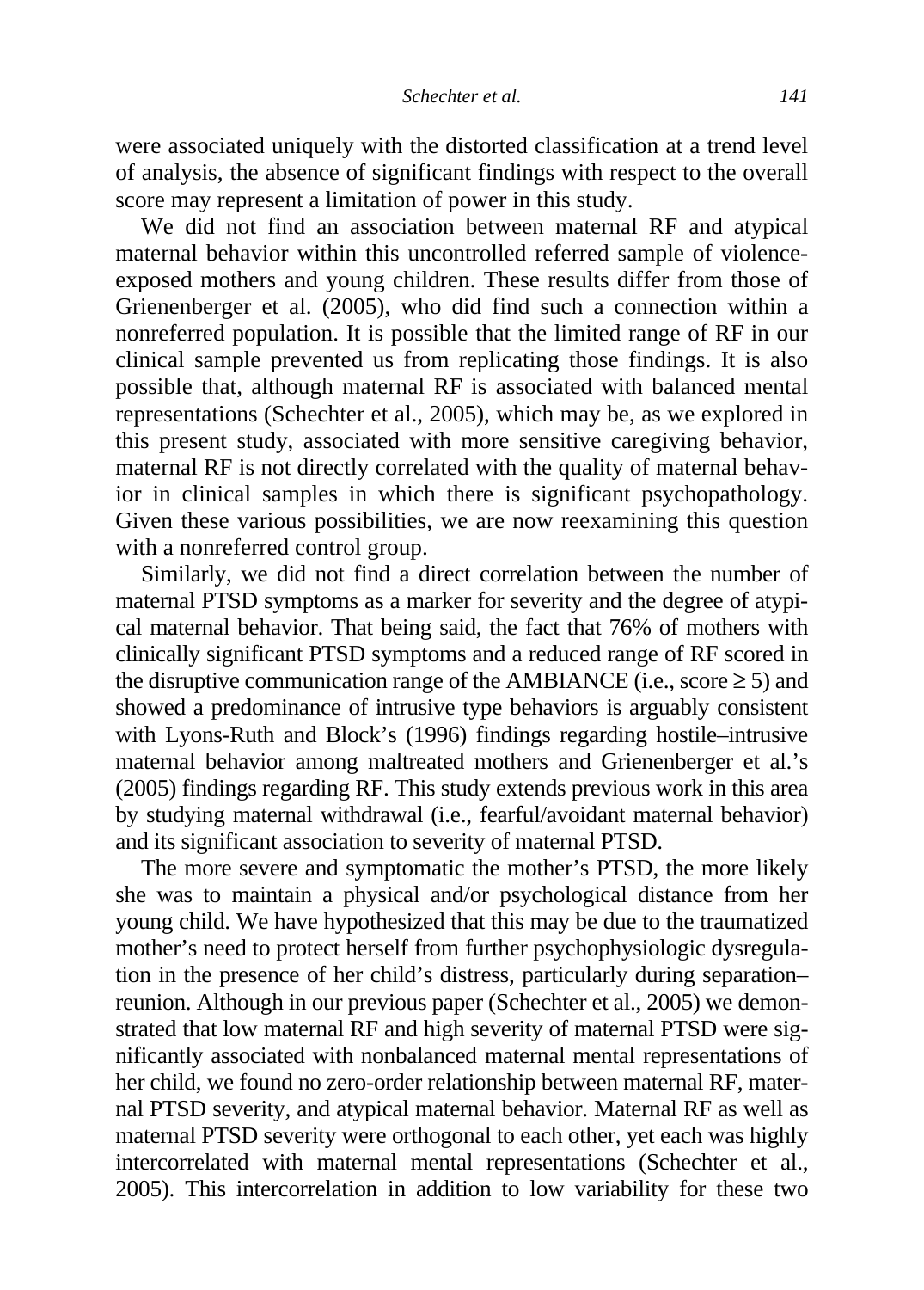were associated uniquely with the distorted classification at a trend level of analysis, the absence of significant findings with respect to the overall score may represent a limitation of power in this study.

We did not find an association between maternal RF and atypical maternal behavior within this uncontrolled referred sample of violence-exposed mothers and young children. These results differ from those of Grienenberger et al. (2005), who did find such a connection within a nonreferred population. It is possible that the limited range of RF in our clinical sample prevented us from replicating those findings. It is also possible that, although maternal RF is associated with balanced mental representations (Schechter et al., 2005), which may be, as we explored in this present study, associated with more sensitive caregiving behavior, maternal RF is not directly correlated with the quality of maternal behavior in clinical samples in which there is significant psychopathology. Given these various possibilities, we are now reexamining this question with a nonreferred control group.

Similarly, we did not find a direct correlation between the number of maternal PTSD symptoms as a marker for severity and the degree of atypical maternal behavior. That being said, the fact that 76% of mothers with clinically significant PTSD symptoms and a reduced range of RF scored in the disruptive communication range of the AMBIANCE (i.e., score ≥ 5) and showed a predominance of intrusive type behaviors is arguably consistent with Lyons-Ruth and Block's (1996) findings regarding hostile–intrusive maternal behavior among maltreated mothers and Grienenberger et al.'s (2005) findings regarding RF. This study extends previous work in this area by studying maternal withdrawal (i.e., fearful/avoidant maternal behavior) and its significant association to severity of maternal PTSD.

The more severe and symptomatic the mother's PTSD, the more likely she was to maintain a physical and/or psychological distance from her young child. We have hypothesized that this may be due to the traumatized mother's need to protect herself from further psychophysiologic dysregulation in the presence of her child's distress, particularly during separation–reunion. Although in our previous paper (Schechter et al., 2005) we demonstrated that low maternal RF and high severity of maternal PTSD were significantly associated with nonbalanced maternal mental representations of her child, we found no zero-order relationship between maternal RF, maternal PTSD severity, and atypical maternal behavior. Maternal RF as well as maternal PTSD severity were orthogonal to each other, yet each was highly intercorrelated with maternal mental representations (Schechter et al., 2005). This intercorrelation in addition to low variability for these two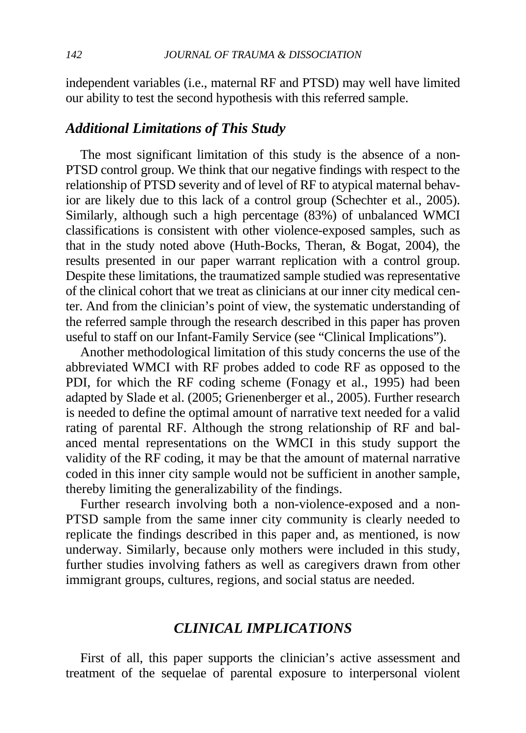independent variables (i.e., maternal RF and PTSD) may well have limited our ability to test the second hypothesis with this referred sample.

### *Additional Limitations of This Study*

The most significant limitation of this study is the absence of a non-PTSD control group. We think that our negative findings with respect to the relationship of PTSD severity and of level of RF to atypical maternal behavior are likely due to this lack of a control group (Schechter et al., 2005). Similarly, although such a high percentage (83%) of unbalanced WMCI classifications is consistent with other violence-exposed samples, such as that in the study noted above (Huth-Bocks, Theran, & Bogat, 2004), the results presented in our paper warrant replication with a control group. Despite these limitations, the traumatized sample studied was representative of the clinical cohort that we treat as clinicians at our inner city medical center. And from the clinician's point of view, the systematic understanding of the referred sample through the research described in this paper has proven useful to staff on our Infant-Family Service (see "Clinical Implications").

Another methodological limitation of this study concerns the use of the abbreviated WMCI with RF probes added to code RF as opposed to the PDI, for which the RF coding scheme (Fonagy et al., 1995) had been adapted by Slade et al. (2005; Grienenberger et al., 2005). Further research is needed to define the optimal amount of narrative text needed for a valid rating of parental RF. Although the strong relationship of RF and balanced mental representations on the WMCI in this study support the validity of the RF coding, it may be that the amount of maternal narrative coded in this inner city sample would not be sufficient in another sample, thereby limiting the generalizability of the findings.

Further research involving both a non-violence-exposed and a non-PTSD sample from the same inner city community is clearly needed to replicate the findings described in this paper and, as mentioned, is now underway. Similarly, because only mothers were included in this study, further studies involving fathers as well as caregivers drawn from other immigrant groups, cultures, regions, and social status are needed.

## *CLINICAL IMPLICATIONS*

First of all, this paper supports the clinician's active assessment and treatment of the sequelae of parental exposure to interpersonal violent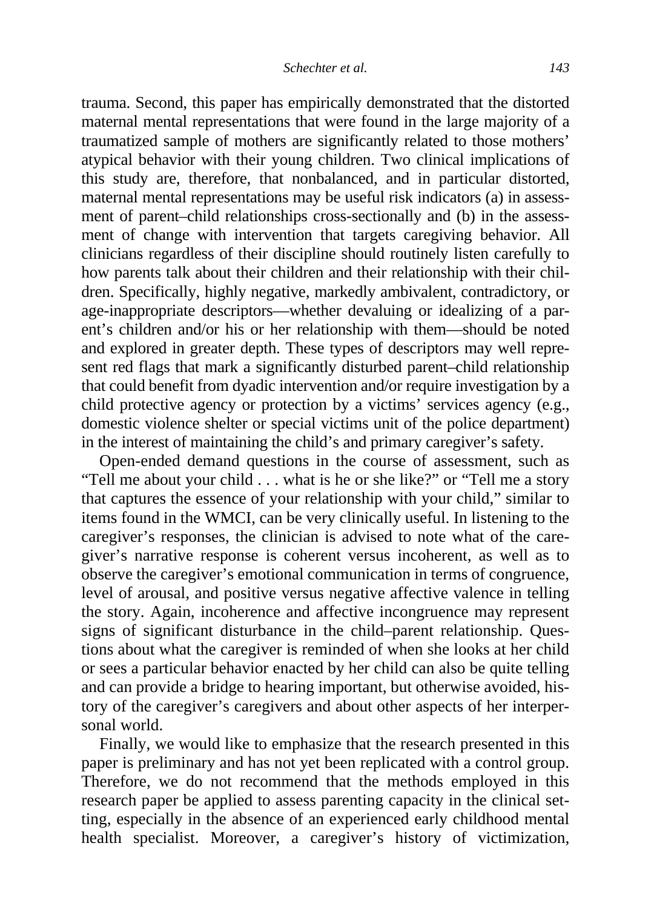trauma. Second, this paper has empirically demonstrated that the distorted maternal mental representations that were found in the large majority of a traumatized sample of mothers are significantly related to those mothers' atypical behavior with their young children. Two clinical implications of this study are, therefore, that nonbalanced, and in particular distorted, maternal mental representations may be useful risk indicators (a) in assessment of parent–child relationships cross-sectionally and (b) in the assessment of change with intervention that targets caregiving behavior. All clinicians regardless of their discipline should routinely listen carefully to how parents talk about their children and their relationship with their children. Specifically, highly negative, markedly ambivalent, contradictory, or age-inappropriate descriptors—whether devaluing or idealizing of a parent's children and/or his or her relationship with them—should be noted and explored in greater depth. These types of descriptors may well represent red flags that mark a significantly disturbed parent–child relationship that could benefit from dyadic intervention and/or require investigation by a child protective agency or protection by a victims' services agency (e.g., domestic violence shelter or special victims unit of the police department) in the interest of maintaining the child's and primary caregiver's safety.

Open-ended demand questions in the course of assessment, such as "Tell me about your child . . . what is he or she like?" or "Tell me a story that captures the essence of your relationship with your child," similar to items found in the WMCI, can be very clinically useful. In listening to the caregiver's responses, the clinician is advised to note what of the caregiver's narrative response is coherent versus incoherent, as well as to observe the caregiver's emotional communication in terms of congruence, level of arousal, and positive versus negative affective valence in telling the story. Again, incoherence and affective incongruence may represent signs of significant disturbance in the child–parent relationship. Questions about what the caregiver is reminded of when she looks at her child or sees a particular behavior enacted by her child can also be quite telling and can provide a bridge to hearing important, but otherwise avoided, history of the caregiver's caregivers and about other aspects of her interpersonal world.

Finally, we would like to emphasize that the research presented in this paper is preliminary and has not yet been replicated with a control group. Therefore, we do not recommend that the methods employed in this research paper be applied to assess parenting capacity in the clinical setting, especially in the absence of an experienced early childhood mental health specialist. Moreover, a caregiver's history of victimization,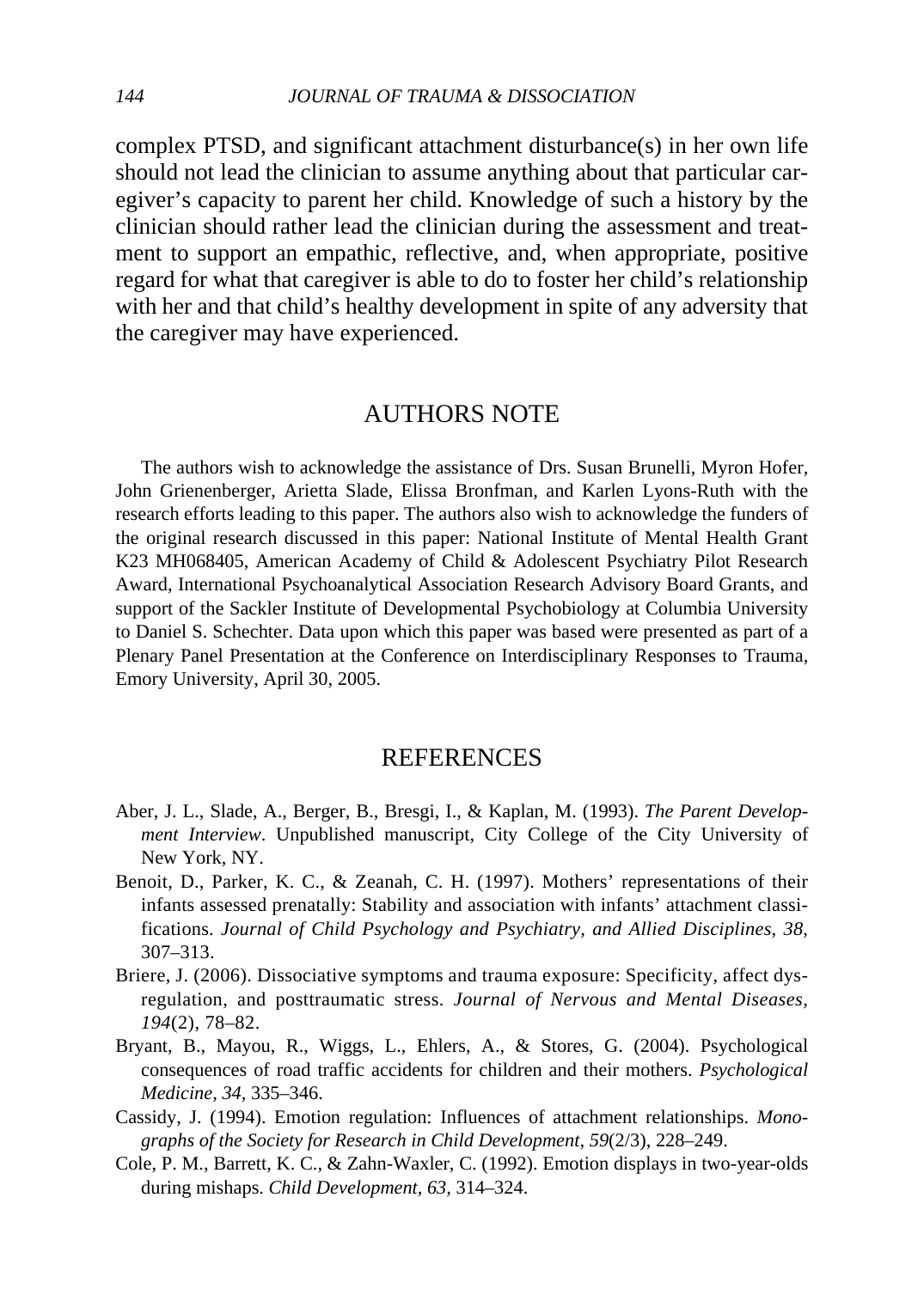complex PTSD, and significant attachment disturbance(s) in her own life should not lead the clinician to assume anything about that particular caregiver's capacity to parent her child. Knowledge of such a history by the clinician should rather lead the clinician during the assessment and treatment to support an empathic, reflective, and, when appropriate, positive regard for what that caregiver is able to do to foster her child's relationship with her and that child's healthy development in spite of any adversity that the caregiver may have experienced.

## AUTHORS NOTE

The authors wish to acknowledge the assistance of Drs. Susan Brunelli, Myron Hofer, John Grienenberger, Arietta Slade, Elissa Bronfman, and Karlen Lyons-Ruth with the research efforts leading to this paper. The authors also wish to acknowledge the funders of the original research discussed in this paper: National Institute of Mental Health Grant K23 MH068405, American Academy of Child & Adolescent Psychiatry Pilot Research Award, International Psychoanalytical Association Research Advisory Board Grants, and support of the Sackler Institute of Developmental Psychobiology at Columbia University to Daniel S. Schechter. Data upon which this paper was based were presented as part of a Plenary Panel Presentation at the Conference on Interdisciplinary Responses to Trauma, Emory University, April 30, 2005.

## REFERENCES

Aber, J. L., Slade, A., Berger, B., Bresgi, I., & Kaplan, M. (1993). *The Parent Development Interview*. Unpublished manuscript, City College of the City University of New York, NY.

Benoit, D., Parker, K. C., & Zeanah, C. H. (1997). Mothers' representations of their infants assessed prenatally: Stability and association with infants' attachment classifications. *Journal of Child Psychology and Psychiatry, and Allied Disciplines, 38,* 307–313.

Briere, J. (2006). Dissociative symptoms and trauma exposure: Specificity, affect dysregulation, and posttraumatic stress. *Journal of Nervous and Mental Diseases, 194*(2), 78–82.

Bryant, B., Mayou, R., Wiggs, L., Ehlers, A., & Stores, G. (2004). Psychological consequences of road traffic accidents for children and their mothers. *Psychological Medicine, 34,* 335–346.

Cassidy, J. (1994). Emotion regulation: Influences of attachment relationships. *Monographs of the Society for Research in Child Development, 59*(2/3), 228–249.

Cole, P. M., Barrett, K. C., & Zahn-Waxler, C. (1992). Emotion displays in two-year-olds during mishaps. *Child Development, 63,* 314–324.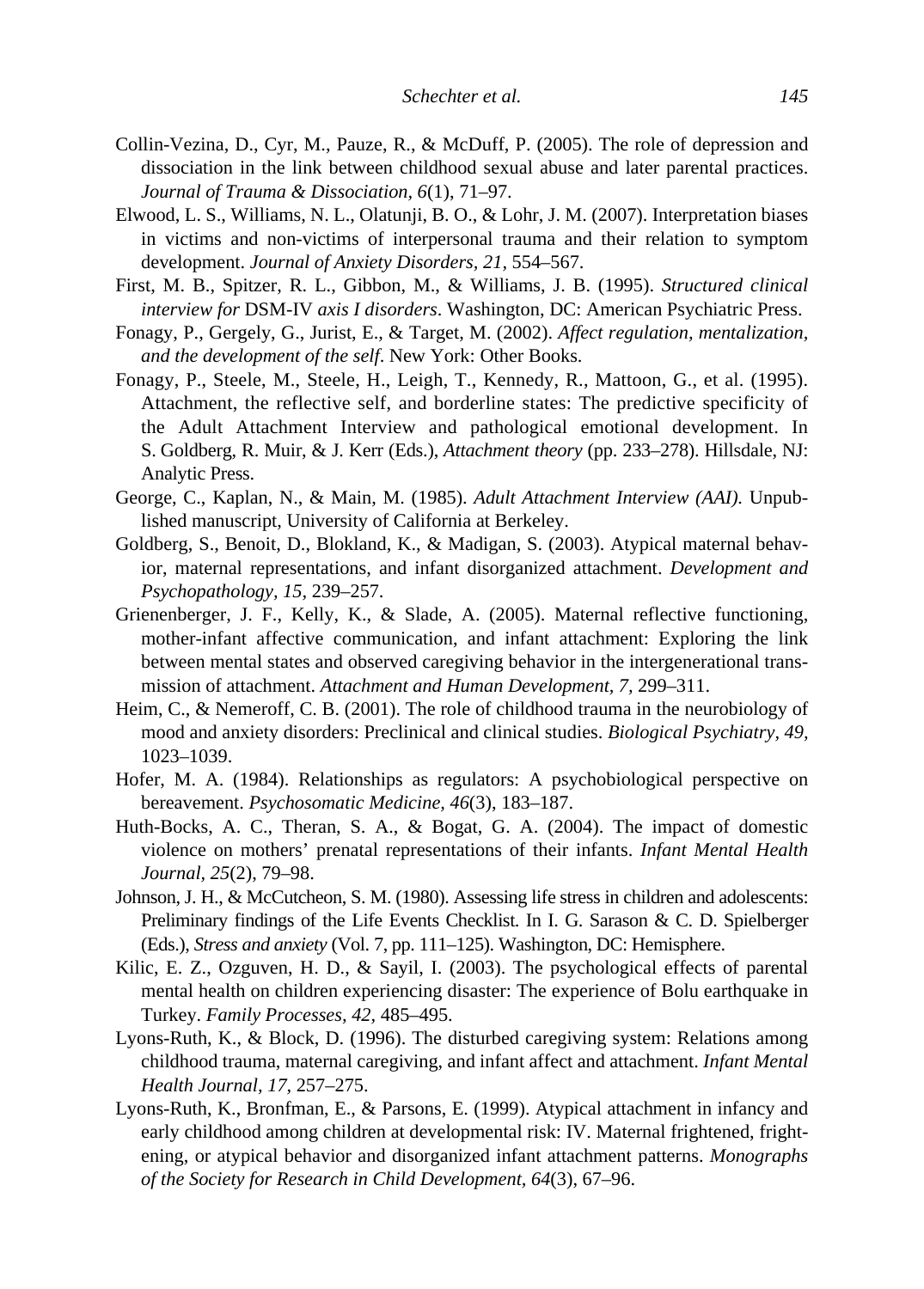Collin-Vezina, D., Cyr, M., Pauze, R., & McDuff, P. (2005). The role of depression and dissociation in the link between childhood sexual abuse and later parental practices. *Journal of Trauma & Dissociation*, *6*(1), 71–97.

Elwood, L. S., Williams, N. L., Olatunji, B. O., & Lohr, J. M. (2007). Interpretation biases in victims and non-victims of interpersonal trauma and their relation to symptom development. *Journal of Anxiety Disorders*, *21*, 554–567.

First, M. B., Spitzer, R. L., Gibbon, M., & Williams, J. B. (1995). *Structured clinical interview for* DSM-IV *axis I disorders*. Washington, DC: American Psychiatric Press.

Fonagy, P., Gergely, G., Jurist, E., & Target, M. (2002). *Affect regulation, mentalization, and the development of the self*. New York: Other Books.

Fonagy, P., Steele, M., Steele, H., Leigh, T., Kennedy, R., Mattoon, G., et al. (1995). Attachment, the reflective self, and borderline states: The predictive specificity of the Adult Attachment Interview and pathological emotional development. In S. Goldberg, R. Muir, & J. Kerr (Eds.), *Attachment theory* (pp. 233–278). Hillsdale, NJ: Analytic Press.

George, C., Kaplan, N., & Main, M. (1985). *Adult Attachment Interview (AAI)*. Unpublished manuscript, University of California at Berkeley.

Goldberg, S., Benoit, D., Blokland, K., & Madigan, S. (2003). Atypical maternal behavior, maternal representations, and infant disorganized attachment. *Development and Psychopathology*, *15*, 239–257.

Grienenberger, J. F., Kelly, K., & Slade, A. (2005). Maternal reflective functioning, mother-infant affective communication, and infant attachment: Exploring the link between mental states and observed caregiving behavior in the intergenerational transmission of attachment. *Attachment and Human Development*, *7*, 299–311.

Heim, C., & Nemeroff, C. B. (2001). The role of childhood trauma in the neurobiology of mood and anxiety disorders: Preclinical and clinical studies. *Biological Psychiatry*, *49*, 1023–1039.

Hofer, M. A. (1984). Relationships as regulators: A psychobiological perspective on bereavement. *Psychosomatic Medicine*, *46*(3), 183–187.

Huth-Bocks, A. C., Theran, S. A., & Bogat, G. A. (2004). The impact of domestic violence on mothers' prenatal representations of their infants. *Infant Mental Health Journal*, *25*(2), 79–98.

Johnson, J. H., & McCutcheon, S. M. (1980). Assessing life stress in children and adolescents: Preliminary findings of the Life Events Checklist. In I. G. Sarason & C. D. Spielberger (Eds.), *Stress and anxiety* (Vol. 7, pp. 111–125). Washington, DC: Hemisphere.

Kilic, E. Z., Ozguven, H. D., & Sayil, I. (2003). The psychological effects of parental mental health on children experiencing disaster: The experience of Bolu earthquake in Turkey. *Family Processes*, *42*, 485–495.

Lyons-Ruth, K., & Block, D. (1996). The disturbed caregiving system: Relations among childhood trauma, maternal caregiving, and infant affect and attachment. *Infant Mental Health Journal*, *17*, 257–275.

Lyons-Ruth, K., Bronfman, E., & Parsons, E. (1999). Atypical attachment in infancy and early childhood among children at developmental risk: IV. Maternal frightened, frightening, or atypical behavior and disorganized infant attachment patterns. *Monographs of the Society for Research in Child Development*, *64*(3), 67–96.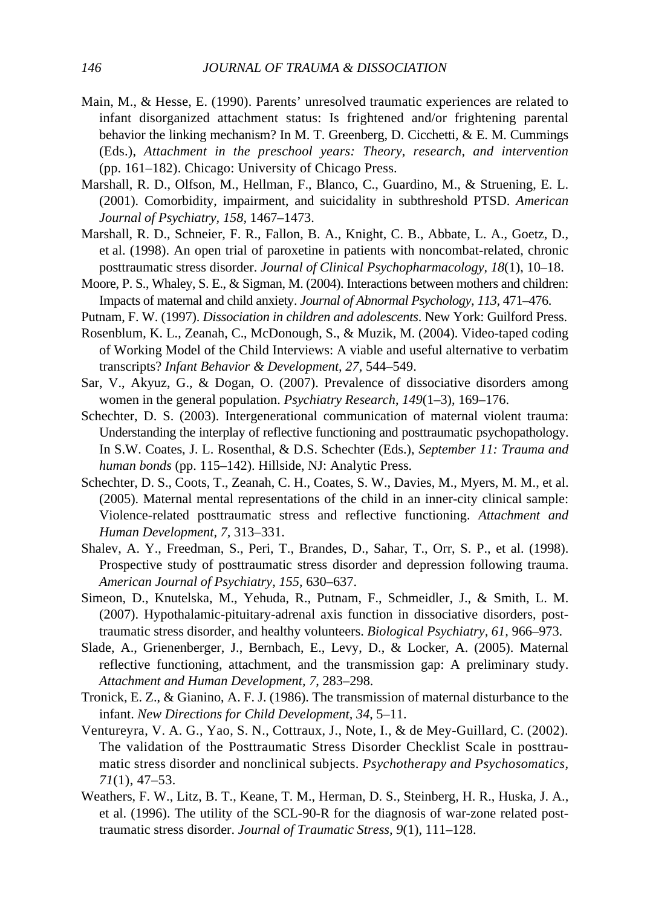Main, M., & Hesse, E. (1990). Parents' unresolved traumatic experiences are related to infant disorganized attachment status: Is frightened and/or frightening parental behavior the linking mechanism? In M. T. Greenberg, D. Cicchetti, & E. M. Cummings (Eds.), *Attachment in the preschool years: Theory, research, and intervention* (pp. 161–182). Chicago: University of Chicago Press.

Marshall, R. D., Olfson, M., Hellman, F., Blanco, C., Guardino, M., & Struening, E. L. (2001). Comorbidity, impairment, and suicidality in subthreshold PTSD. *American Journal of Psychiatry, 158,* 1467–1473.

Marshall, R. D., Schneier, F. R., Fallon, B. A., Knight, C. B., Abbate, L. A., Goetz, D., et al. (1998). An open trial of paroxetine in patients with noncombat-related, chronic posttraumatic stress disorder. *Journal of Clinical Psychopharmacology, 18*(1), 10–18.

Moore, P. S., Whaley, S. E., & Sigman, M. (2004). Interactions between mothers and children: Impacts of maternal and child anxiety. *Journal of Abnormal Psychology, 113*, 471–476.

Putnam, F. W. (1997). *Dissociation in children and adolescents*. New York: Guilford Press.

Rosenblum, K. L., Zeanah, C., McDonough, S., & Muzik, M. (2004). Video-taped coding of Working Model of the Child Interviews: A viable and useful alternative to verbatim transcripts? *Infant Behavior & Development, 27,* 544–549.

Sar, V., Akyuz, G., & Dogan, O. (2007). Prevalence of dissociative disorders among women in the general population. *Psychiatry Research*, *149*(1–3), 169–176.

Schechter, D. S. (2003). Intergenerational communication of maternal violent trauma: Understanding the interplay of reflective functioning and posttraumatic psychopathology. In S.W. Coates, J. L. Rosenthal, & D.S. Schechter (Eds.), *September 11: Trauma and human bonds* (pp. 115–142). Hillside, NJ: Analytic Press.

Schechter, D. S., Coots, T., Zeanah, C. H., Coates, S. W., Davies, M., Myers, M. M., et al. (2005). Maternal mental representations of the child in an inner-city clinical sample: Violence-related posttraumatic stress and reflective functioning. *Attachment and Human Development, 7,* 313–331.

Shalev, A. Y., Freedman, S., Peri, T., Brandes, D., Sahar, T., Orr, S. P., et al. (1998). Prospective study of posttraumatic stress disorder and depression following trauma. *American Journal of Psychiatry, 155,* 630–637.

Simeon, D., Knutelska, M., Yehuda, R., Putnam, F., Schmeidler, J., & Smith, L. M. (2007). Hypothalamic-pituitary-adrenal axis function in dissociative disorders, posttraumatic stress disorder, and healthy volunteers. *Biological Psychiatry, 61*, 966–973.

Slade, A., Grienenberger, J., Bernbach, E., Levy, D., & Locker, A. (2005). Maternal reflective functioning, attachment, and the transmission gap: A preliminary study. *Attachment and Human Development, 7*, 283–298.

Tronick, E. Z., & Gianino, A. F. J. (1986). The transmission of maternal disturbance to the infant. *New Directions for Child Development, 34*, 5–11.

Ventureyra, V. A. G., Yao, S. N., Cottraux, J., Note, I., & de Mey-Guillard, C. (2002). The validation of the Posttraumatic Stress Disorder Checklist Scale in posttraumatic stress disorder and nonclinical subjects. *Psychotherapy and Psychosomatics, 71*(1), 47–53.

Weathers, F. W., Litz, B. T., Keane, T. M., Herman, D. S., Steinberg, H. R., Huska, J. A., et al. (1996). The utility of the SCL-90-R for the diagnosis of war-zone related posttraumatic stress disorder. *Journal of Traumatic Stress, 9*(1), 111–128.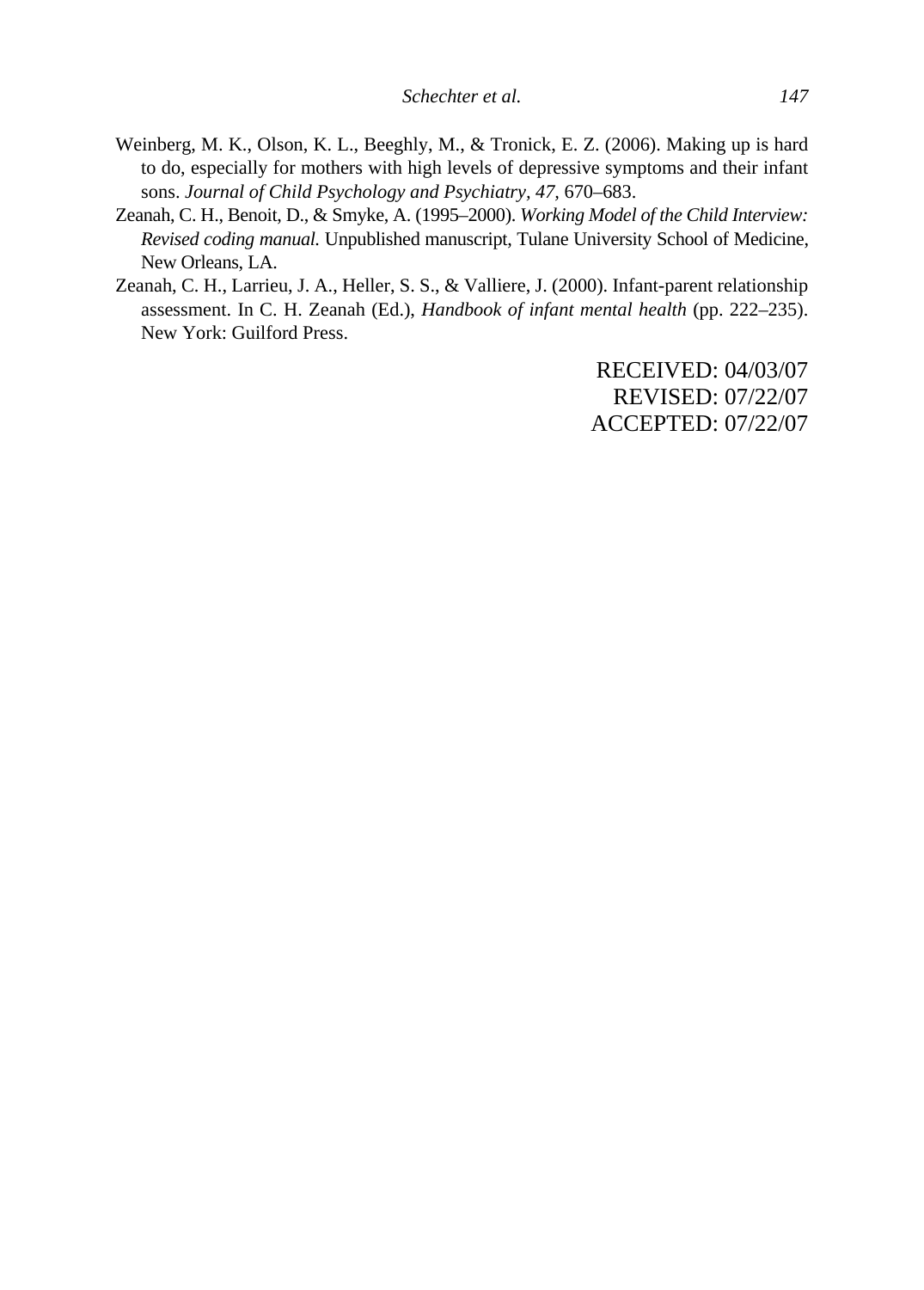Weinberg, M. K., Olson, K. L., Beeghly, M., & Tronick, E. Z. (2006). Making up is hard to do, especially for mothers with high levels of depressive symptoms and their infant sons. *Journal of Child Psychology and Psychiatry, 47,* 670–683.

Zeanah, C. H., Benoit, D., & Smyke, A. (1995–2000). *Working Model of the Child Interview: Revised coding manual.* Unpublished manuscript, Tulane University School of Medicine, New Orleans, LA.

Zeanah, C. H., Larrieu, J. A., Heller, S. S., & Valliere, J. (2000). Infant-parent relationship assessment. In C. H. Zeanah (Ed.), *Handbook of infant mental health* (pp. 222–235). New York: Guilford Press.

RECEIVED: 04/03/07
REVISED: 07/22/07
ACCEPTED: 07/22/07